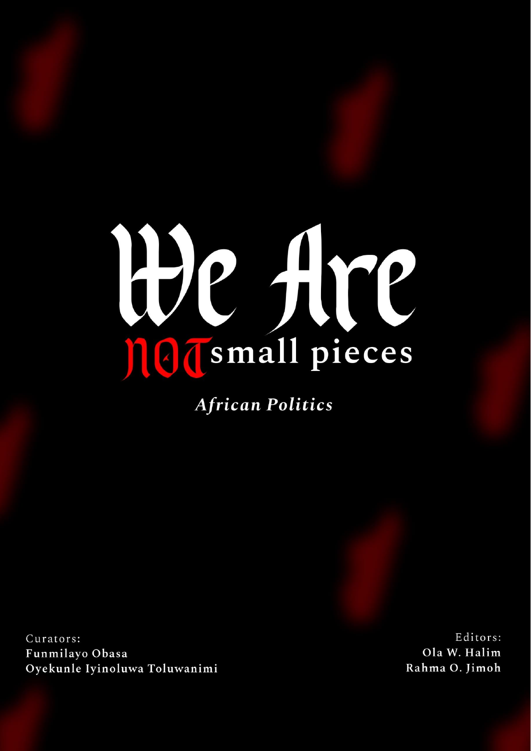# We Are NOT small pieces

*African Politics*

Curators:
**Funmilayo Obasa**
**Oyekunle Iyinoluwa Toluwanimi**

Editors:
**Ola W. Halim**
**Rahma O. Jimoh**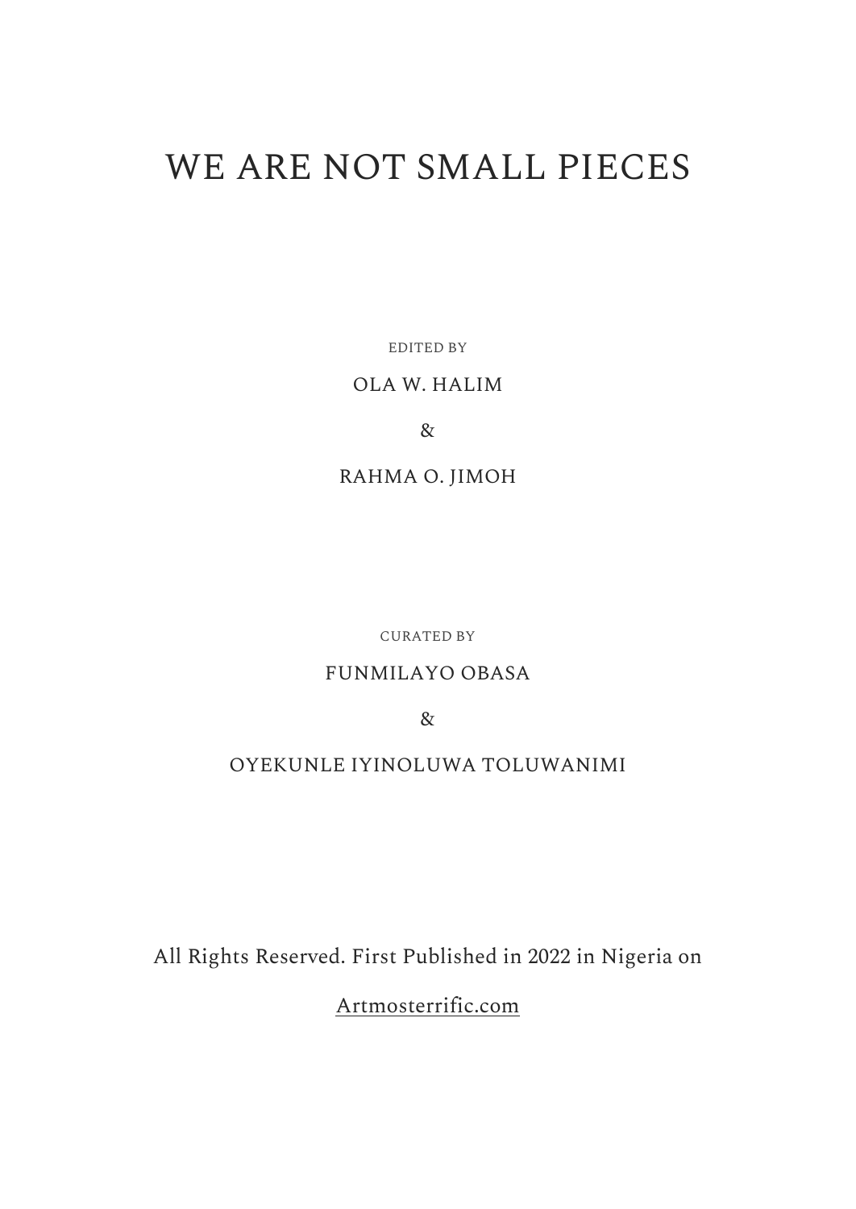# WE ARE NOT SMALL PIECES

EDITED BY

OLA W. HALIM

&

RAHMA O. JIMOH

CURATED BY

FUNMILAYO OBASA

&

OYEKUNLE IYINOLUWA TOLUWANIMI

All Rights Reserved. First Published in 2022 in Nigeria on

Artmosterrific.com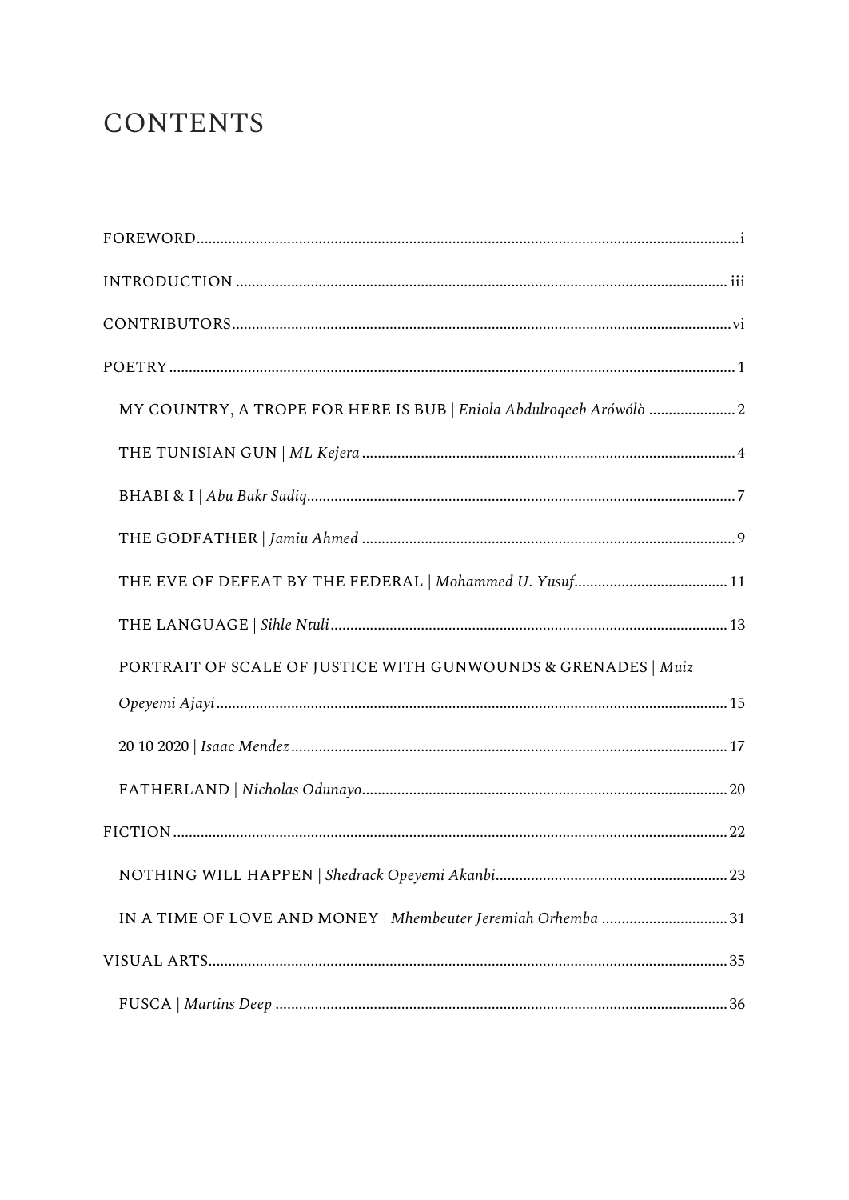# CONTENTS

FOREWORD........................................................................................................................................i

INTRODUCTION ........................................................................................................................... iii

CONTRIBUTORS.............................................................................................................................vi

POETRY.............................................................................................................................................1

- MY COUNTRY, A TROPE FOR HERE IS BUB | *Eniola Abdulroqeeb Arówólò* ......................2
- THE TUNISIAN GUN | *ML Kejera* ..............................................................................................4
- BHABI & I | *Abu Bakr Sadiq*............................................................................................................7
- THE GODFATHER | *Jamiu Ahmed* ..............................................................................................9
- THE EVE OF DEFEAT BY THE FEDERAL | *Mohammed U. Yusuf*.......................................11
- THE LANGUAGE | *Sihle Ntuli*....................................................................................................13
- PORTRAIT OF SCALE OF JUSTICE WITH GUNWOUNDS & GRENADES | *Muiz Opeyemi Ajayi*................................................................................................................................15
- 20 10 2020 | *Isaac Mendez*.............................................................................................................17
- FATHERLAND | *Nicholas Odunayo*............................................................................................20

FICTION...........................................................................................................................................22

- NOTHING WILL HAPPEN | *Shedrack Opeyemi Akanbi*...........................................................23
- IN A TIME OF LOVE AND MONEY | *Mhembeuter Jeremiah Orhemba* ................................31

VISUAL ARTS..................................................................................................................................35

- FUSCA | *Martins Deep* ..................................................................................................................36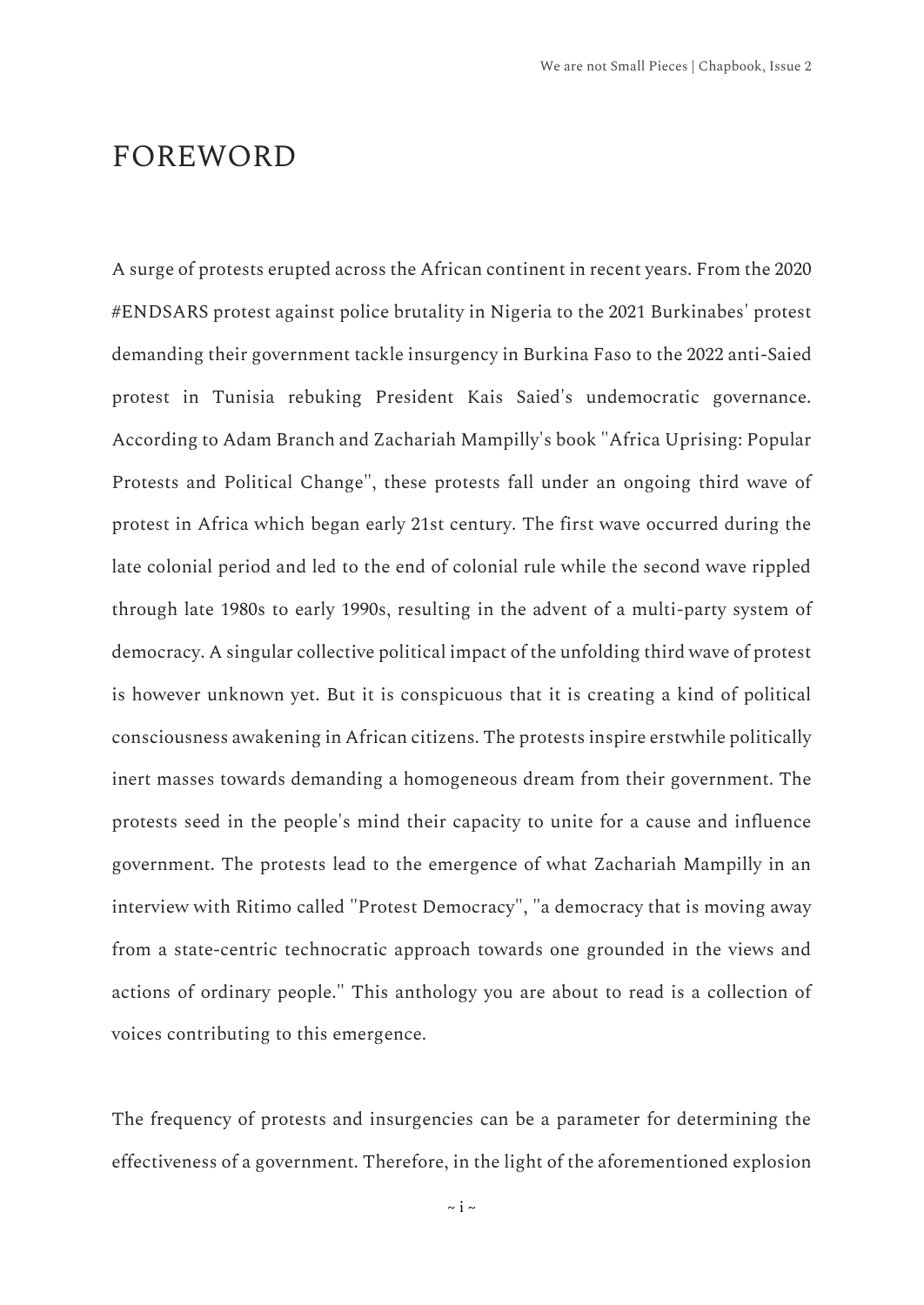# FOREWORD

A surge of protests erupted across the African continent in recent years. From the 2020 #ENDSARS protest against police brutality in Nigeria to the 2021 Burkinabes' protest demanding their government tackle insurgency in Burkina Faso to the 2022 anti-Saied protest in Tunisia rebuking President Kais Saied's undemocratic governance. According to Adam Branch and Zachariah Mampilly's book "Africa Uprising: Popular Protests and Political Change", these protests fall under an ongoing third wave of protest in Africa which began early 21st century. The first wave occurred during the late colonial period and led to the end of colonial rule while the second wave rippled through late 1980s to early 1990s, resulting in the advent of a multi-party system of democracy. A singular collective political impact of the unfolding third wave of protest is however unknown yet. But it is conspicuous that it is creating a kind of political consciousness awakening in African citizens. The protests inspire erstwhile politically inert masses towards demanding a homogeneous dream from their government. The protests seed in the people's mind their capacity to unite for a cause and influence government. The protests lead to the emergence of what Zachariah Mampilly in an interview with Ritimo called "Protest Democracy", "a democracy that is moving away from a state-centric technocratic approach towards one grounded in the views and actions of ordinary people." This anthology you are about to read is a collection of voices contributing to this emergence.

The frequency of protests and insurgencies can be a parameter for determining the effectiveness of a government. Therefore, in the light of the aforementioned explosion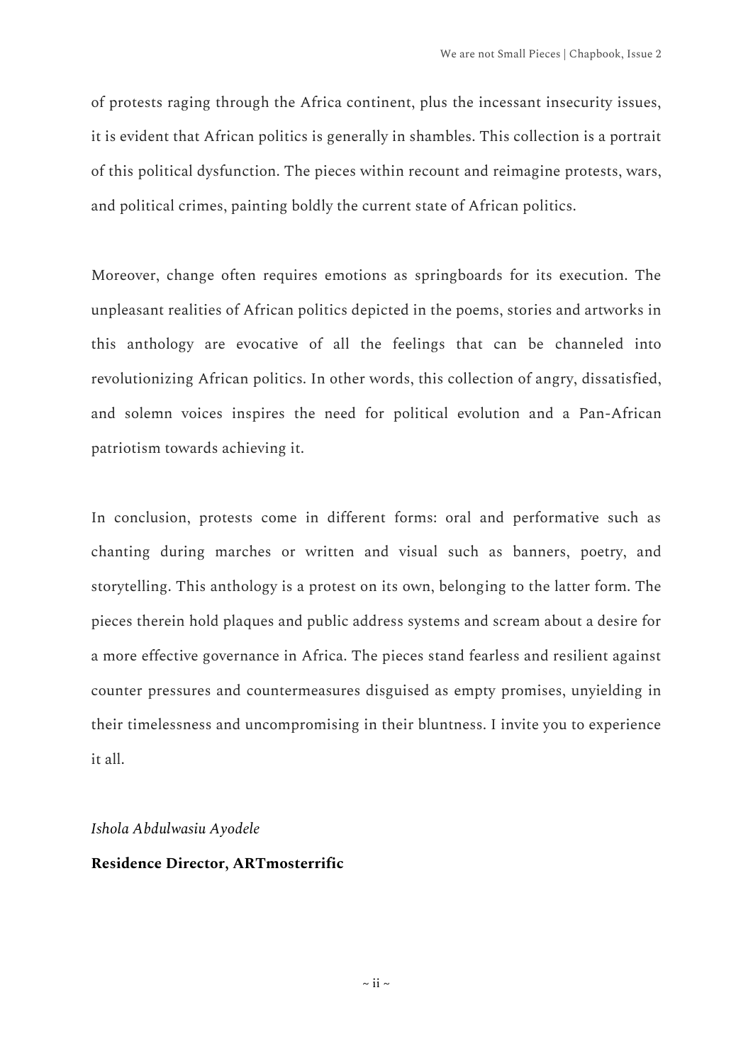of protests raging through the Africa continent, plus the incessant insecurity issues, it is evident that African politics is generally in shambles. This collection is a portrait of this political dysfunction. The pieces within recount and reimagine protests, wars, and political crimes, painting boldly the current state of African politics.

Moreover, change often requires emotions as springboards for its execution. The unpleasant realities of African politics depicted in the poems, stories and artworks in this anthology are evocative of all the feelings that can be channeled into revolutionizing African politics. In other words, this collection of angry, dissatisfied, and solemn voices inspires the need for political evolution and a Pan-African patriotism towards achieving it.

In conclusion, protests come in different forms: oral and performative such as chanting during marches or written and visual such as banners, poetry, and storytelling. This anthology is a protest on its own, belonging to the latter form. The pieces therein hold plaques and public address systems and scream about a desire for a more effective governance in Africa. The pieces stand fearless and resilient against counter pressures and countermeasures disguised as empty promises, unyielding in their timelessness and uncompromising in their bluntness. I invite you to experience it all.

*Ishola Abdulwasiu Ayodele*

**Residence Director, ARTmosterrific**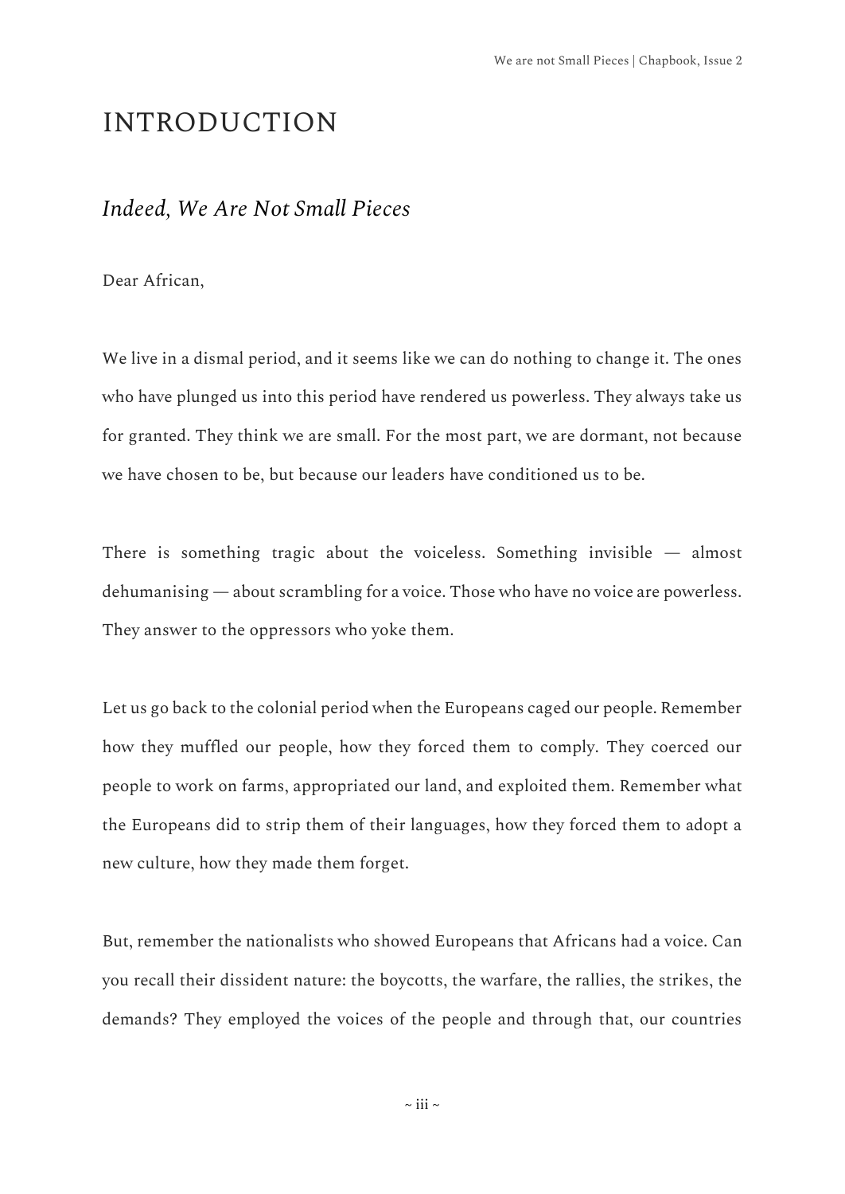# INTRODUCTION

## *Indeed, We Are Not Small Pieces*

Dear African,

We live in a dismal period, and it seems like we can do nothing to change it. The ones who have plunged us into this period have rendered us powerless. They always take us for granted. They think we are small. For the most part, we are dormant, not because we have chosen to be, but because our leaders have conditioned us to be.

There is something tragic about the voiceless. Something invisible — almost dehumanising — about scrambling for a voice. Those who have no voice are powerless. They answer to the oppressors who yoke them.

Let us go back to the colonial period when the Europeans caged our people. Remember how they muffled our people, how they forced them to comply. They coerced our people to work on farms, appropriated our land, and exploited them. Remember what the Europeans did to strip them of their languages, how they forced them to adopt a new culture, how they made them forget.

But, remember the nationalists who showed Europeans that Africans had a voice. Can you recall their dissident nature: the boycotts, the warfare, the rallies, the strikes, the demands? They employed the voices of the people and through that, our countries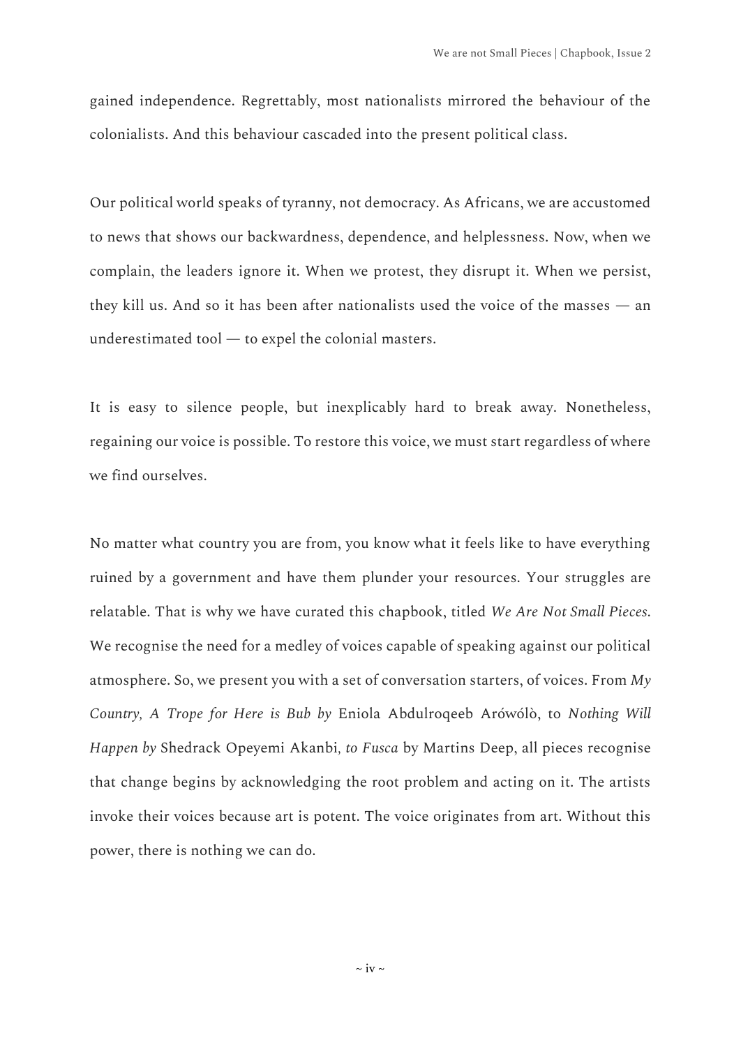gained independence. Regrettably, most nationalists mirrored the behaviour of the colonialists. And this behaviour cascaded into the present political class.

Our political world speaks of tyranny, not democracy. As Africans, we are accustomed to news that shows our backwardness, dependence, and helplessness. Now, when we complain, the leaders ignore it. When we protest, they disrupt it. When we persist, they kill us. And so it has been after nationalists used the voice of the masses — an underestimated tool — to expel the colonial masters.

It is easy to silence people, but inexplicably hard to break away. Nonetheless, regaining our voice is possible. To restore this voice, we must start regardless of where we find ourselves.

No matter what country you are from, you know what it feels like to have everything ruined by a government and have them plunder your resources. Your struggles are relatable. That is why we have curated this chapbook, titled *We Are Not Small Pieces.* We recognise the need for a medley of voices capable of speaking against our political atmosphere. So, we present you with a set of conversation starters, of voices. From *My Country, A Trope for Here is Bub by* Eniola Abdulroqeeb Arówóló, to *Nothing Will Happen by* Shedrack Opeyemi Akanbi*, to Fusca* by Martins Deep, all pieces recognise that change begins by acknowledging the root problem and acting on it. The artists invoke their voices because art is potent. The voice originates from art. Without this power, there is nothing we can do.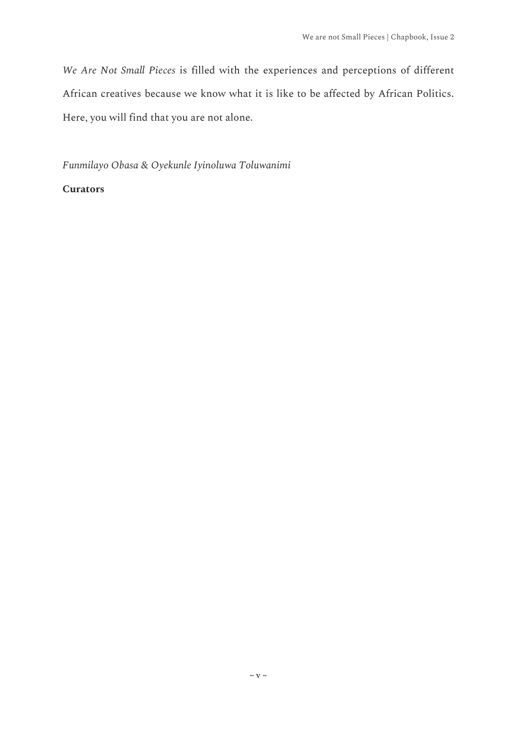*We Are Not Small Pieces* is filled with the experiences and perceptions of different African creatives because we know what it is like to be affected by African Politics. Here, you will find that you are not alone.

*Funmilayo Obasa & Oyekunle Iyinoluwa Toluwanimi*

**Curators**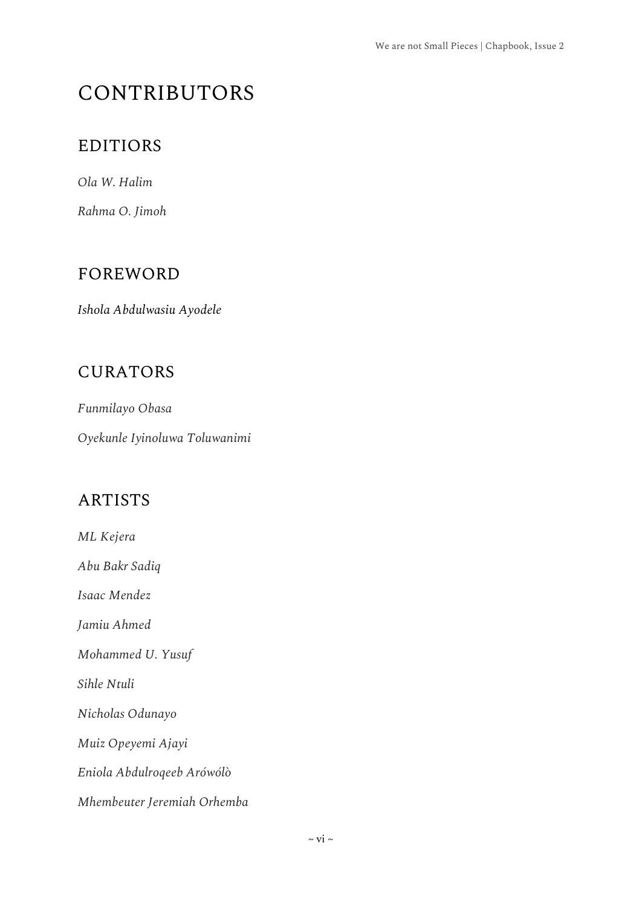# CONTRIBUTORS

## EDITIORS

*Ola W. Halim*

*Rahma O. Jimoh*

## FOREWORD

*Ishola Abdulwasiu Ayodele*

## CURATORS

*Funmilayo Obasa*

*Oyekunle Iyinoluwa Toluwanimi*

## ARTISTS

*ML Kejera*

*Abu Bakr Sadiq*

*Isaac Mendez*

*Jamiu Ahmed*

*Mohammed U. Yusuf*

*Sihle Ntuli*

*Nicholas Odunayo*

*Muiz Opeyemi Ajayi*

*Eniola Abdulroqeeb Arówólò*

*Mhembeuter Jeremiah Orhemba*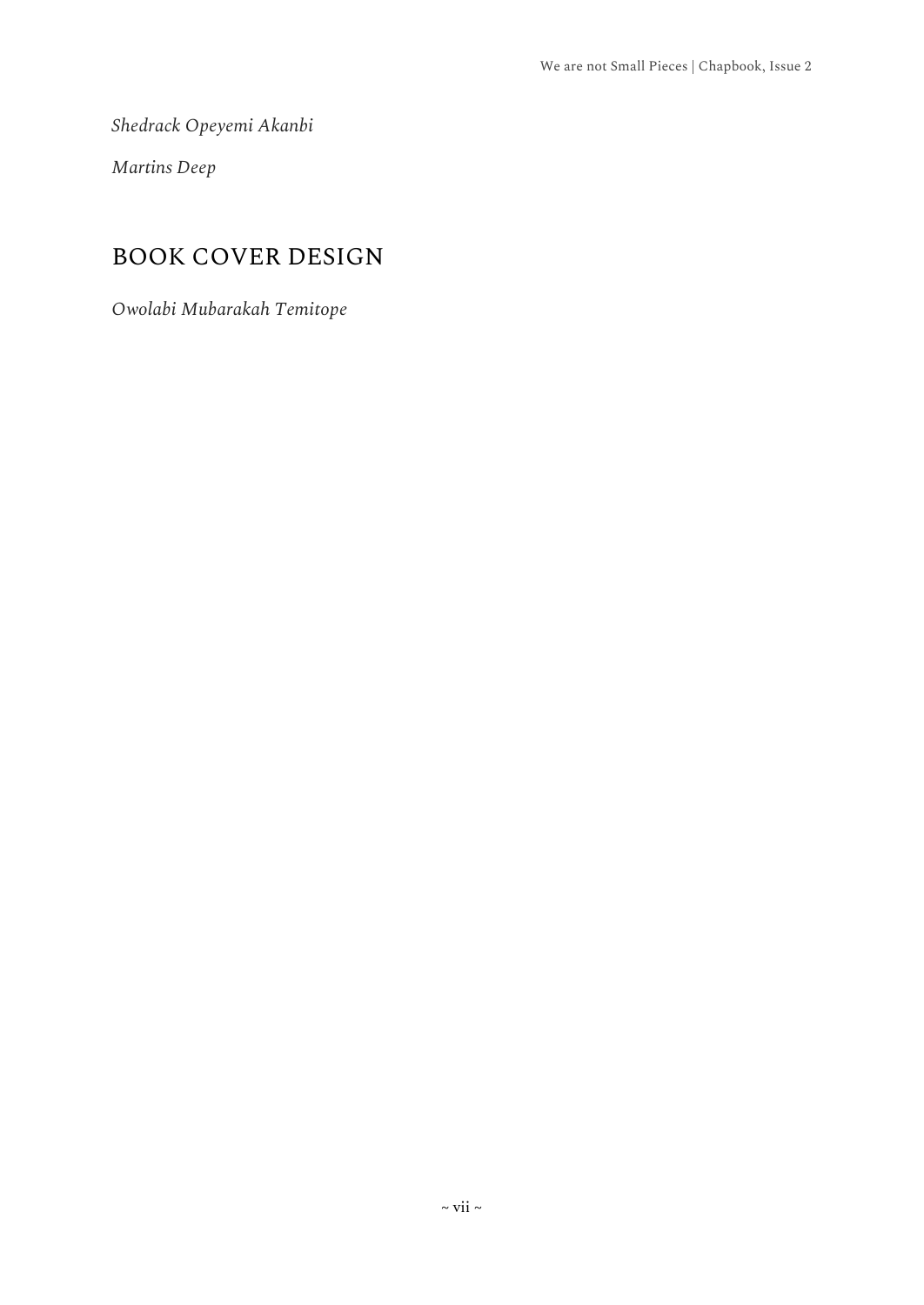*Shedrack Opeyemi Akanbi*

*Martins Deep*

## BOOK COVER DESIGN

*Owolabi Mubarakah Temitope*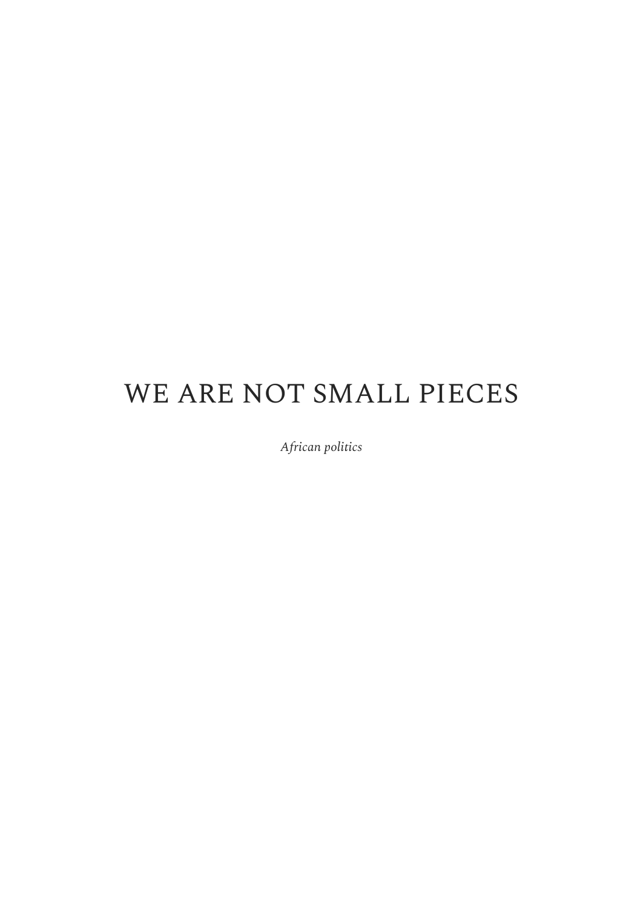# WE ARE NOT SMALL PIECES

*African politics*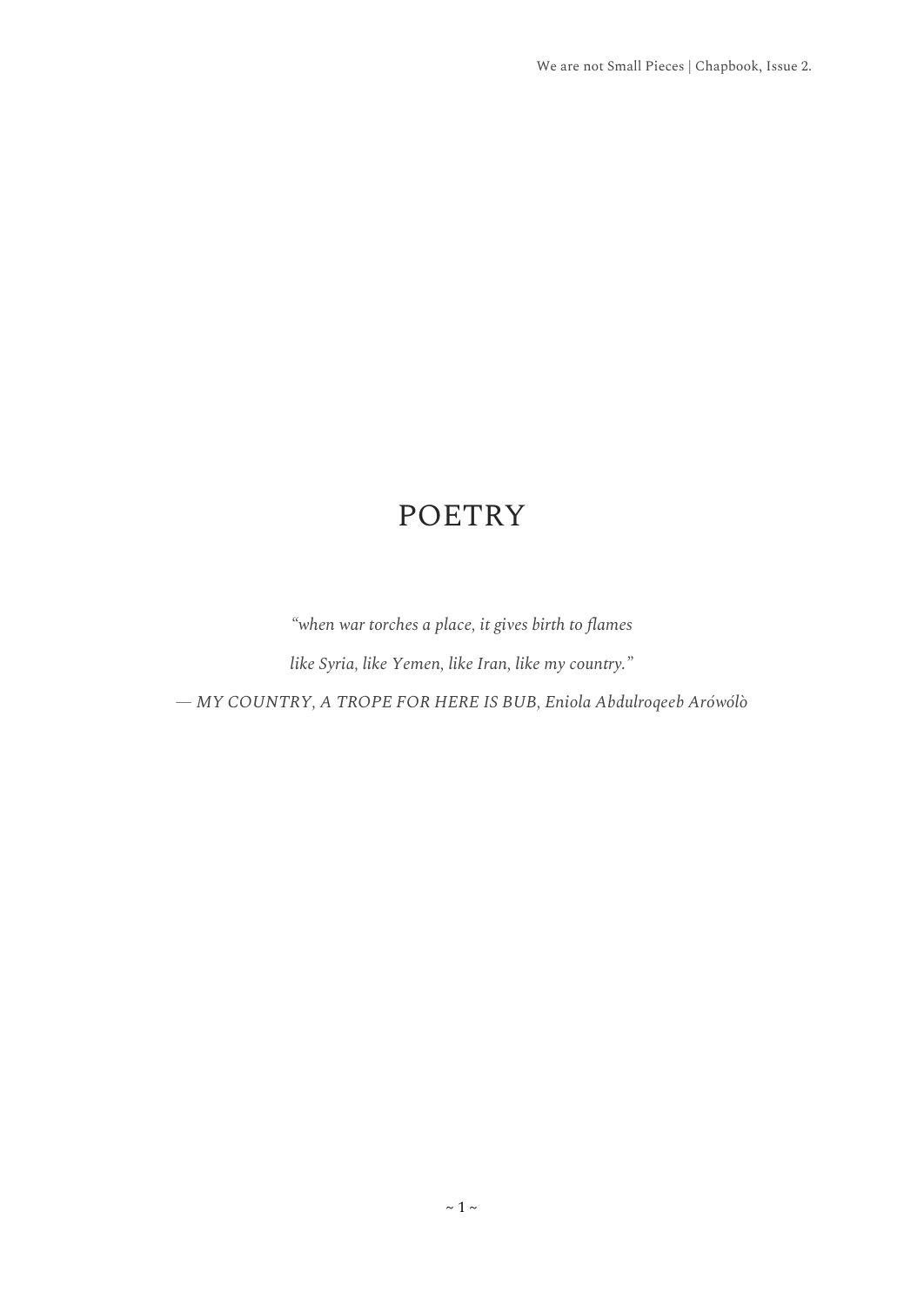# POETRY

*"when war torches a place, it gives birth to flames*

*like Syria, like Yemen, like Iran, like my country."*

*— MY COUNTRY, A TROPE FOR HERE IS BUB, Eniola Abdulroqeeb Arówólò*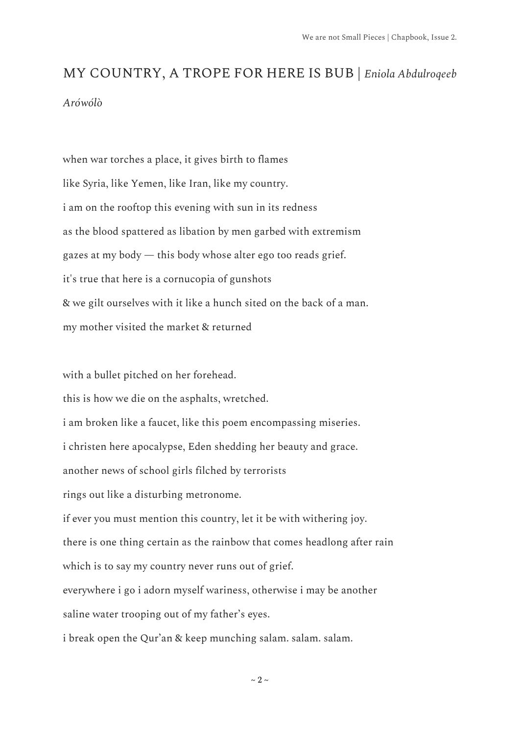## MY COUNTRY, A TROPE FOR HERE IS BUB | *Eniola Abdulroqeeb Arówólò*

when war torches a place, it gives birth to flames
like Syria, like Yemen, like Iran, like my country.
i am on the rooftop this evening with sun in its redness
as the blood spattered as libation by men garbed with extremism
gazes at my body — this body whose alter ego too reads grief.
it's true that here is a cornucopia of gunshots
& we gilt ourselves with it like a hunch sited on the back of a man.
my mother visited the market & returned

with a bullet pitched on her forehead.
this is how we die on the asphalts, wretched.
i am broken like a faucet, like this poem encompassing miseries.
i christen here apocalypse, Eden shedding her beauty and grace.
another news of school girls filched by terrorists
rings out like a disturbing metronome.
if ever you must mention this country, let it be with withering joy.
there is one thing certain as the rainbow that comes headlong after rain
which is to say my country never runs out of grief.
everywhere i go i adorn myself wariness, otherwise i may be another
saline water trooping out of my father's eyes.
i break open the Qur'an & keep munching salam. salam. salam.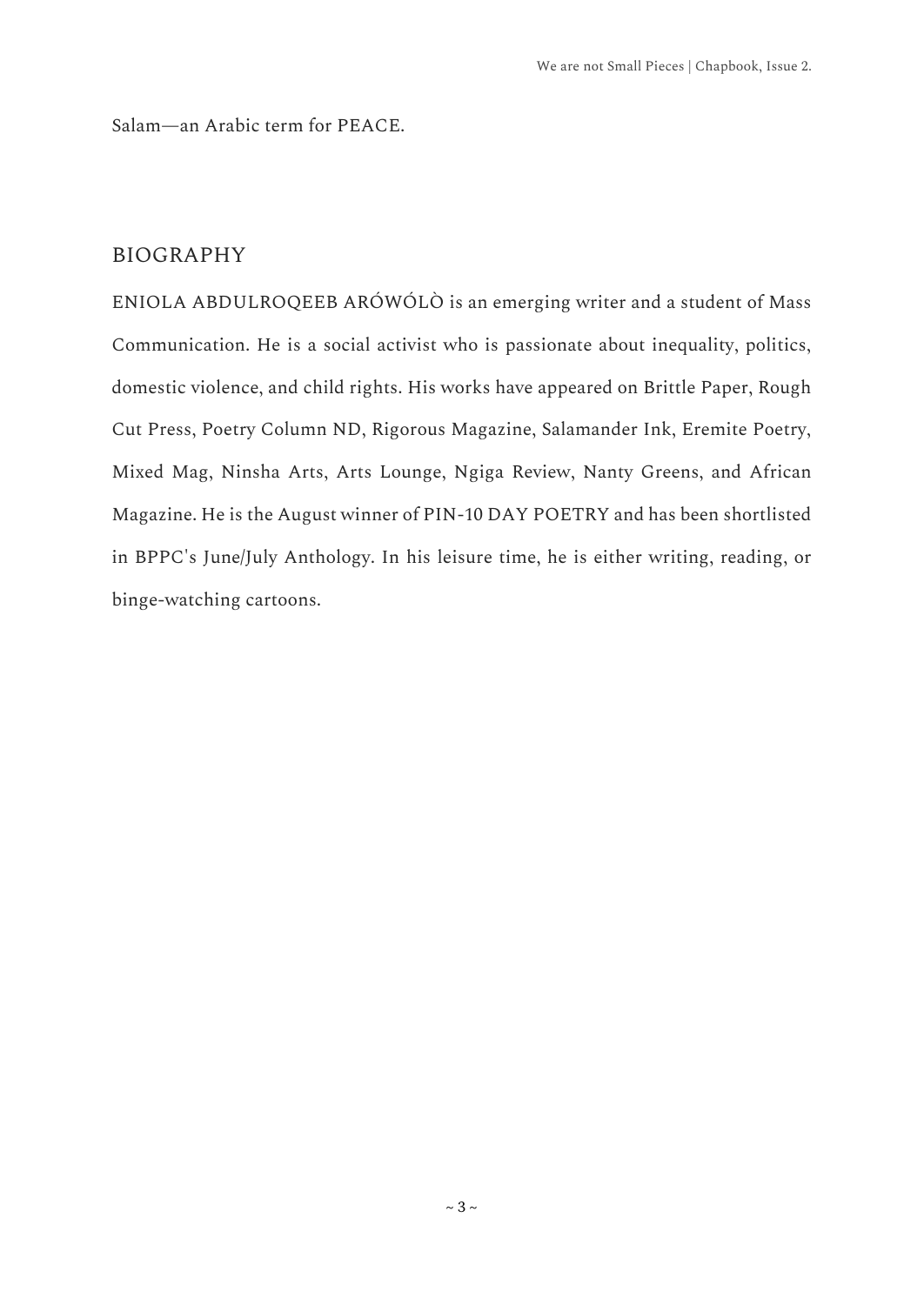Salam—an Arabic term for PEACE.

## BIOGRAPHY

ENIOLA ABDULROQEEB ARÓWÓLÒ is an emerging writer and a student of Mass Communication. He is a social activist who is passionate about inequality, politics, domestic violence, and child rights. His works have appeared on Brittle Paper, Rough Cut Press, Poetry Column ND, Rigorous Magazine, Salamander Ink, Eremite Poetry, Mixed Mag, Ninsha Arts, Arts Lounge, Ngiga Review, Nanty Greens, and African Magazine. He is the August winner of PIN-10 DAY POETRY and has been shortlisted in BPPC's June/July Anthology. In his leisure time, he is either writing, reading, or binge-watching cartoons.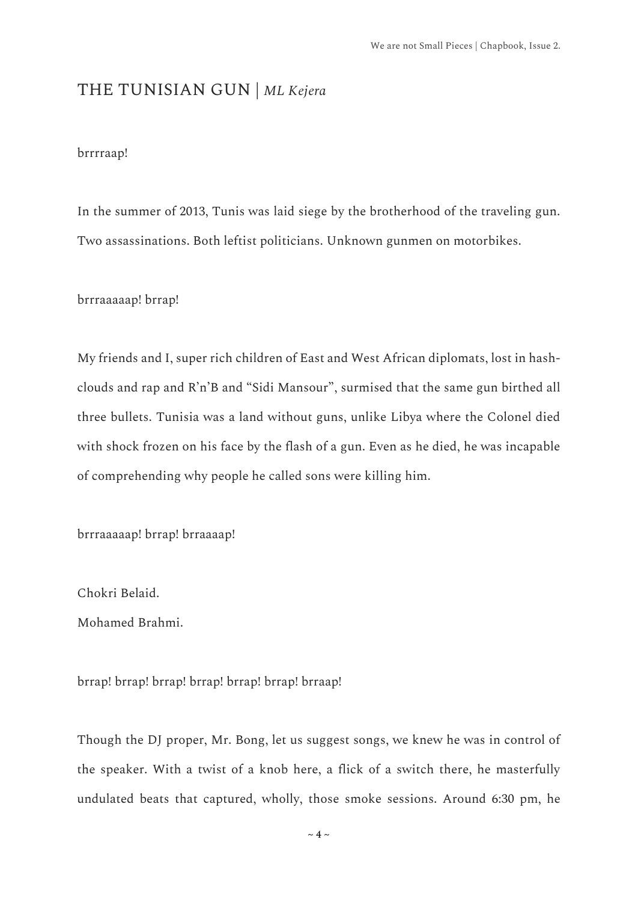## THE TUNISIAN GUN | *ML Kejera*

brrrraap!

In the summer of 2013, Tunis was laid siege by the brotherhood of the traveling gun. Two assassinations. Both leftist politicians. Unknown gunmen on motorbikes.

brrraaaaap! brrap!

My friends and I, super rich children of East and West African diplomats, lost in hash-clouds and rap and R'n'B and "Sidi Mansour", surmised that the same gun birthed all three bullets. Tunisia was a land without guns, unlike Libya where the Colonel died with shock frozen on his face by the flash of a gun. Even as he died, he was incapable of comprehending why people he called sons were killing him.

brrraaaaap! brrap! brraaaap!

Chokri Belaid.
Mohamed Brahmi.

brrap! brrap! brrap! brrap! brrap! brrap! brraap!

Though the DJ proper, Mr. Bong, let us suggest songs, we knew he was in control of the speaker. With a twist of a knob here, a flick of a switch there, he masterfully undulated beats that captured, wholly, those smoke sessions. Around 6:30 pm, he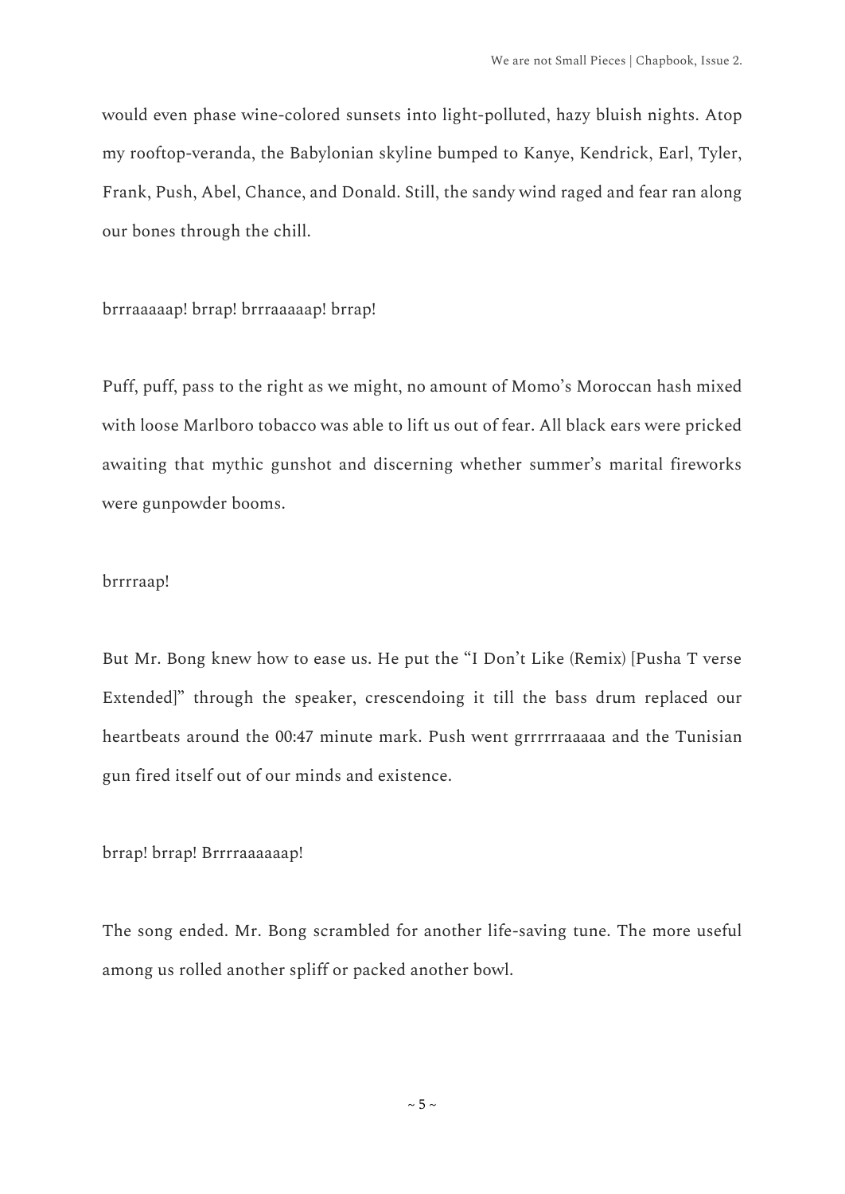would even phase wine-colored sunsets into light-polluted, hazy bluish nights. Atop my rooftop-veranda, the Babylonian skyline bumped to Kanye, Kendrick, Earl, Tyler, Frank, Push, Abel, Chance, and Donald. Still, the sandy wind raged and fear ran along our bones through the chill.

brrraaaaap! brrap! brrraaaaap! brrap!

Puff, puff, pass to the right as we might, no amount of Momo's Moroccan hash mixed with loose Marlboro tobacco was able to lift us out of fear. All black ears were pricked awaiting that mythic gunshot and discerning whether summer's marital fireworks were gunpowder booms.

brrrraap!

But Mr. Bong knew how to ease us. He put the "I Don't Like (Remix) [Pusha T verse Extended]" through the speaker, crescendoing it till the bass drum replaced our heartbeats around the 00:47 minute mark. Push went grrrrrraaaaa and the Tunisian gun fired itself out of our minds and existence.

brrap! brrap! Brrrraaaaaap!

The song ended. Mr. Bong scrambled for another life-saving tune. The more useful among us rolled another spliff or packed another bowl.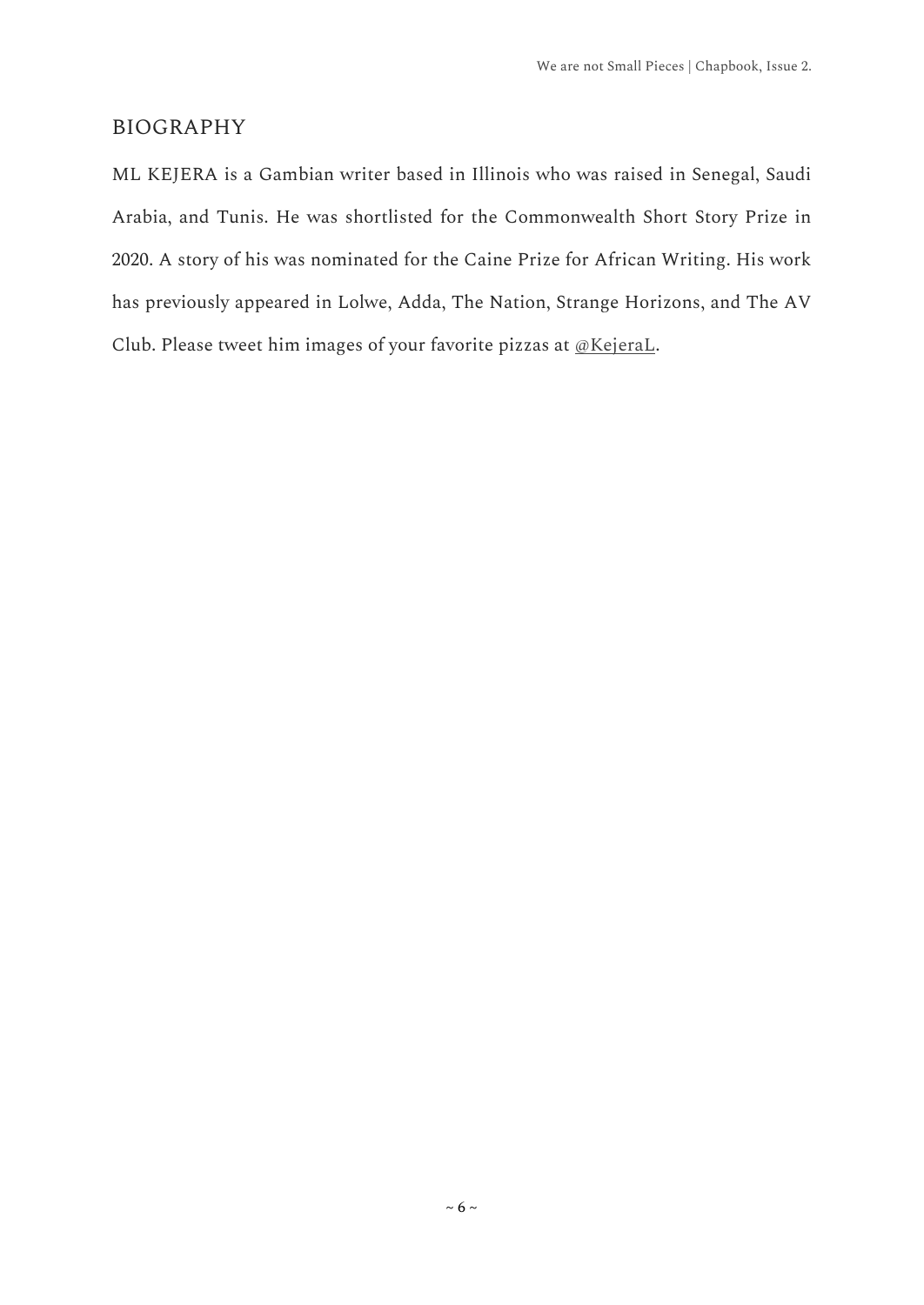## BIOGRAPHY

ML KEJERA is a Gambian writer based in Illinois who was raised in Senegal, Saudi Arabia, and Tunis. He was shortlisted for the Commonwealth Short Story Prize in 2020. A story of his was nominated for the Caine Prize for African Writing. His work has previously appeared in Lolwe, Adda, The Nation, Strange Horizons, and The AV Club. Please tweet him images of your favorite pizzas at @KejeraL.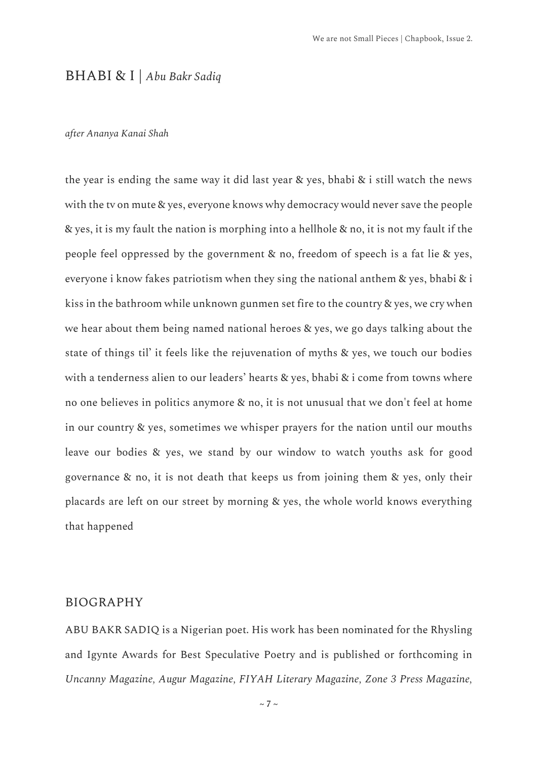## BHABI & I | *Abu Bakr Sadiq*

*after Ananya Kanai Shah*

the year is ending the same way it did last year & yes, bhabi & i still watch the news with the tv on mute & yes, everyone knows why democracy would never save the people & yes, it is my fault the nation is morphing into a hellhole & no, it is not my fault if the people feel oppressed by the government & no, freedom of speech is a fat lie & yes, everyone i know fakes patriotism when they sing the national anthem & yes, bhabi & i kiss in the bathroom while unknown gunmen set fire to the country & yes, we cry when we hear about them being named national heroes & yes, we go days talking about the state of things til' it feels like the rejuvenation of myths & yes, we touch our bodies with a tenderness alien to our leaders' hearts & yes, bhabi & i come from towns where no one believes in politics anymore & no, it is not unusual that we don't feel at home in our country & yes, sometimes we whisper prayers for the nation until our mouths leave our bodies & yes, we stand by our window to watch youths ask for good governance & no, it is not death that keeps us from joining them & yes, only their placards are left on our street by morning & yes, the whole world knows everything that happened

## BIOGRAPHY

ABU BAKR SADIQ is a Nigerian poet. His work has been nominated for the Rhysling and Igynte Awards for Best Speculative Poetry and is published or forthcoming in *Uncanny Magazine, Augur Magazine, FIYAH Literary Magazine, Zone 3 Press Magazine,*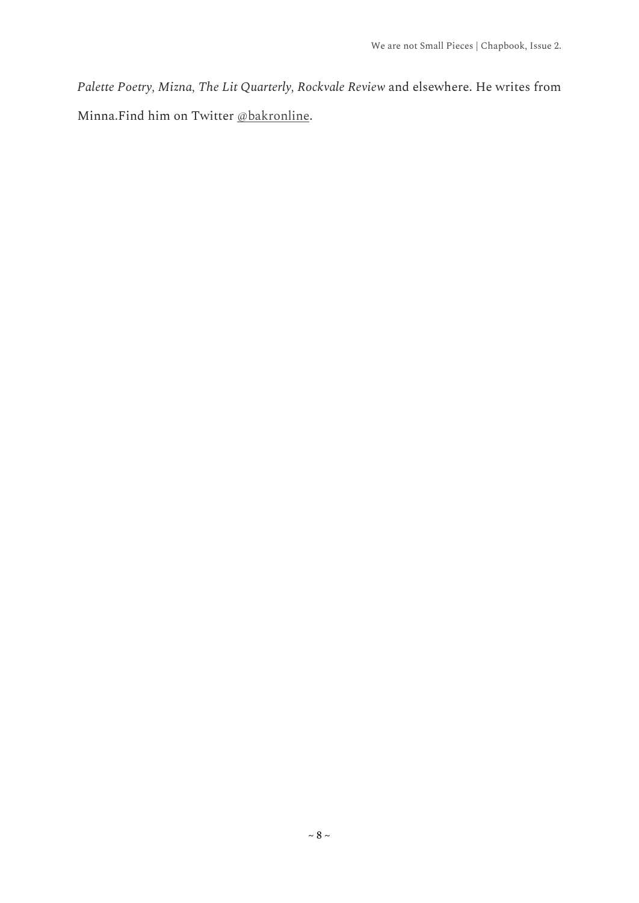*Palette Poetry, Mizna, The Lit Quarterly, Rockvale Review* and elsewhere. He writes from Minna.Find him on Twitter @bakronline.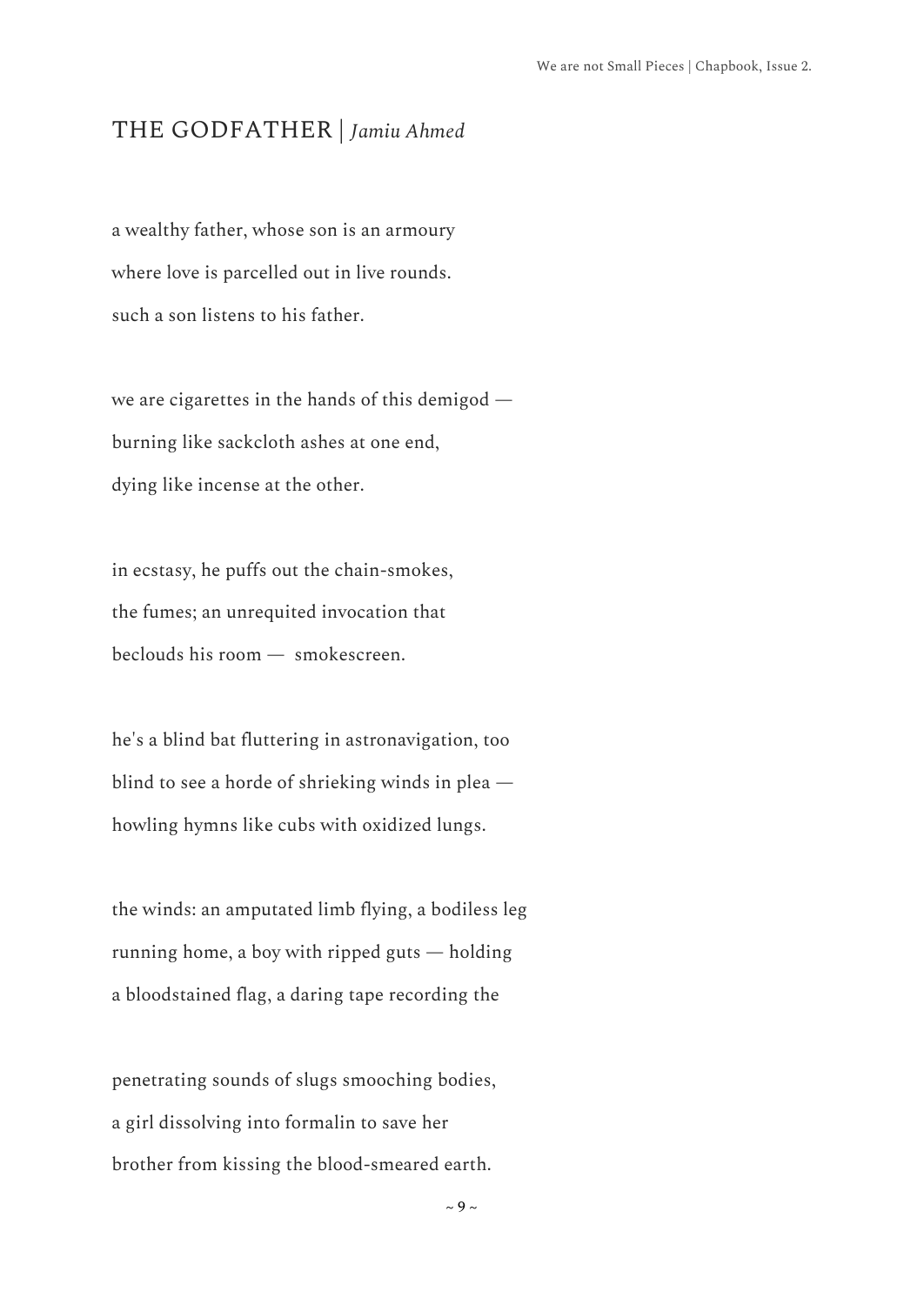# THE GODFATHER | *Jamiu Ahmed*

a wealthy father, whose son is an armoury
where love is parcelled out in live rounds.
such a son listens to his father.

we are cigarettes in the hands of this demigod —
burning like sackcloth ashes at one end,
dying like incense at the other.

in ecstasy, he puffs out the chain-smokes,
the fumes; an unrequited invocation that
beclouds his room — smokescreen.

he's a blind bat fluttering in astronavigation, too
blind to see a horde of shrieking winds in plea —
howling hymns like cubs with oxidized lungs.

the winds: an amputated limb flying, a bodiless leg
running home, a boy with ripped guts — holding
a bloodstained flag, a daring tape recording the

penetrating sounds of slugs smooching bodies,
a girl dissolving into formalin to save her
brother from kissing the blood-smeared earth.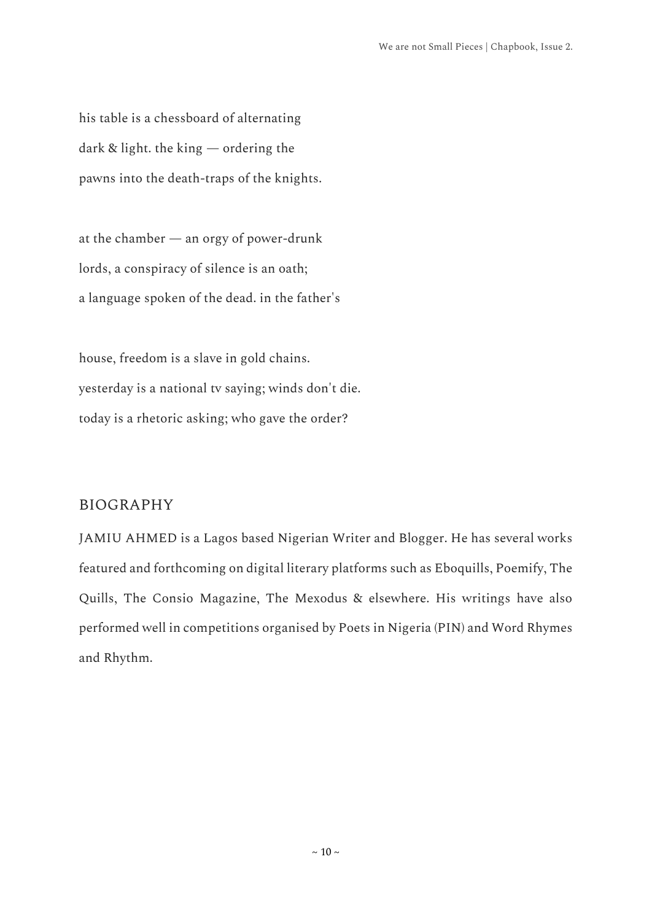his table is a chessboard of alternating  
dark & light. the king — ordering the  
pawns into the death-traps of the knights.

at the chamber — an orgy of power-drunk  
lords, a conspiracy of silence is an oath;  
a language spoken of the dead. in the father's

house, freedom is a slave in gold chains.  
yesterday is a national tv saying; winds don't die.  
today is a rhetoric asking; who gave the order?

## BIOGRAPHY

JAMIU AHMED is a Lagos based Nigerian Writer and Blogger. He has several works featured and forthcoming on digital literary platforms such as Eboquills, Poemify, The Quills, The Consio Magazine, The Mexodus & elsewhere. His writings have also performed well in competitions organised by Poets in Nigeria (PIN) and Word Rhymes and Rhythm.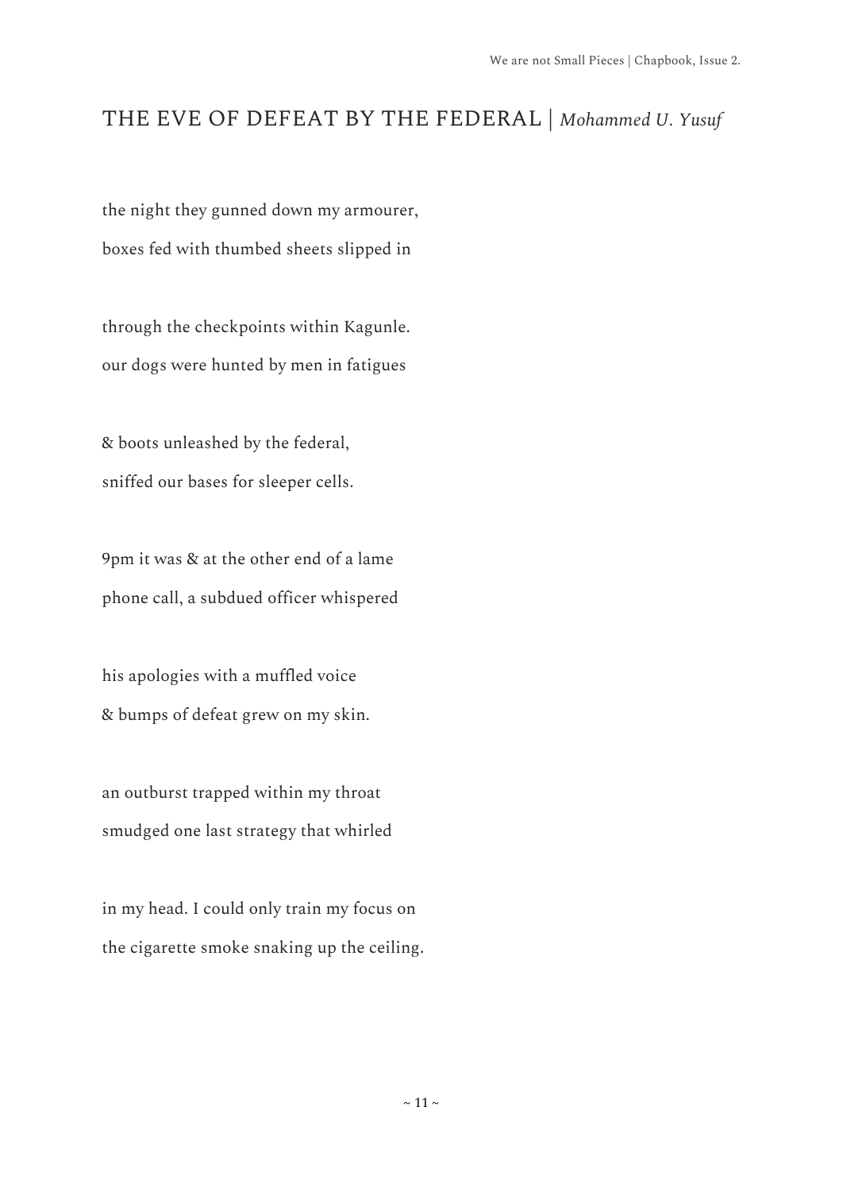## THE EVE OF DEFEAT BY THE FEDERAL | *Mohammed U. Yusuf*

the night they gunned down my armourer,
boxes fed with thumbed sheets slipped in

through the checkpoints within Kagunle.
our dogs were hunted by men in fatigues

& boots unleashed by the federal,
sniffed our bases for sleeper cells.

9pm it was & at the other end of a lame
phone call, a subdued officer whispered

his apologies with a muffled voice
& bumps of defeat grew on my skin.

an outburst trapped within my throat
smudged one last strategy that whirled

in my head. I could only train my focus on
the cigarette smoke snaking up the ceiling.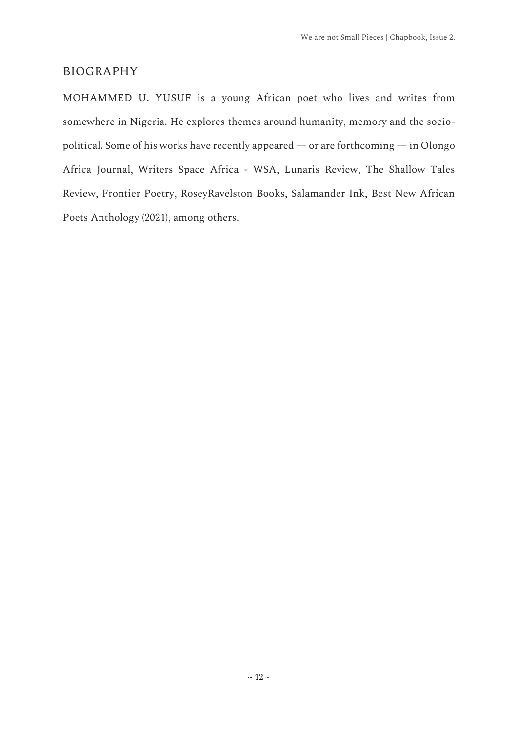## BIOGRAPHY

MOHAMMED U. YUSUF is a young African poet who lives and writes from somewhere in Nigeria. He explores themes around humanity, memory and the socio-political. Some of his works have recently appeared — or are forthcoming — in Olongo Africa Journal, Writers Space Africa - WSA, Lunaris Review, The Shallow Tales Review, Frontier Poetry, RoseyRavelston Books, Salamander Ink, Best New African Poets Anthology (2021), among others.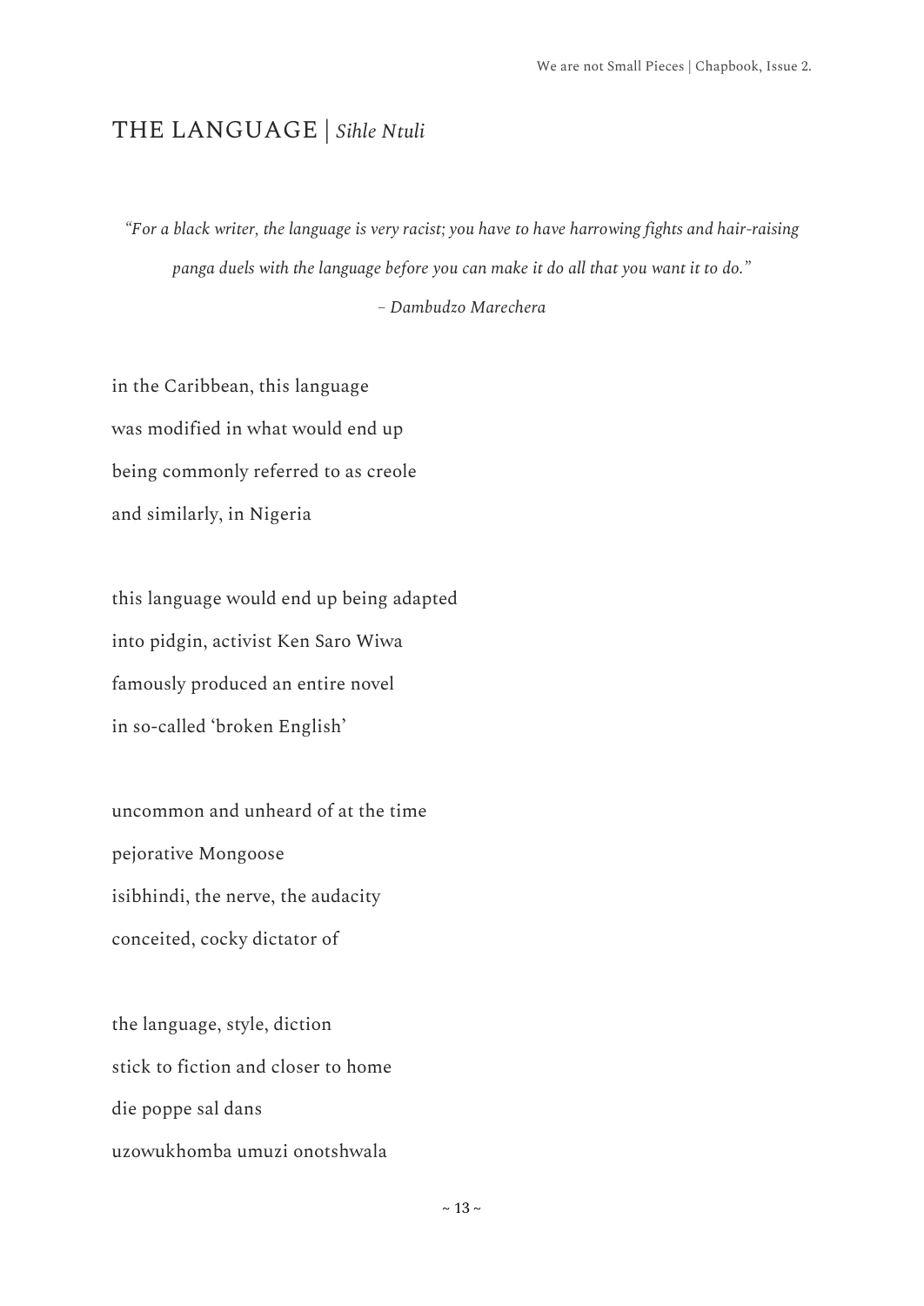## THE LANGUAGE | *Sihle Ntuli*

*"For a black writer, the language is very racist; you have to have harrowing fights and hair-raising panga duels with the language before you can make it do all that you want it to do."*

*– Dambudzo Marechera*

in the Caribbean, this language  
was modified in what would end up  
being commonly referred to as creole  
and similarly, in Nigeria

this language would end up being adapted  
into pidgin, activist Ken Saro Wiwa  
famously produced an entire novel  
in so-called 'broken English'

uncommon and unheard of at the time  
pejorative Mongoose  
isibhindi, the nerve, the audacity  
conceited, cocky dictator of

the language, style, diction  
stick to fiction and closer to home  
die poppe sal dans  
uzowukhomba umuzi onotshwala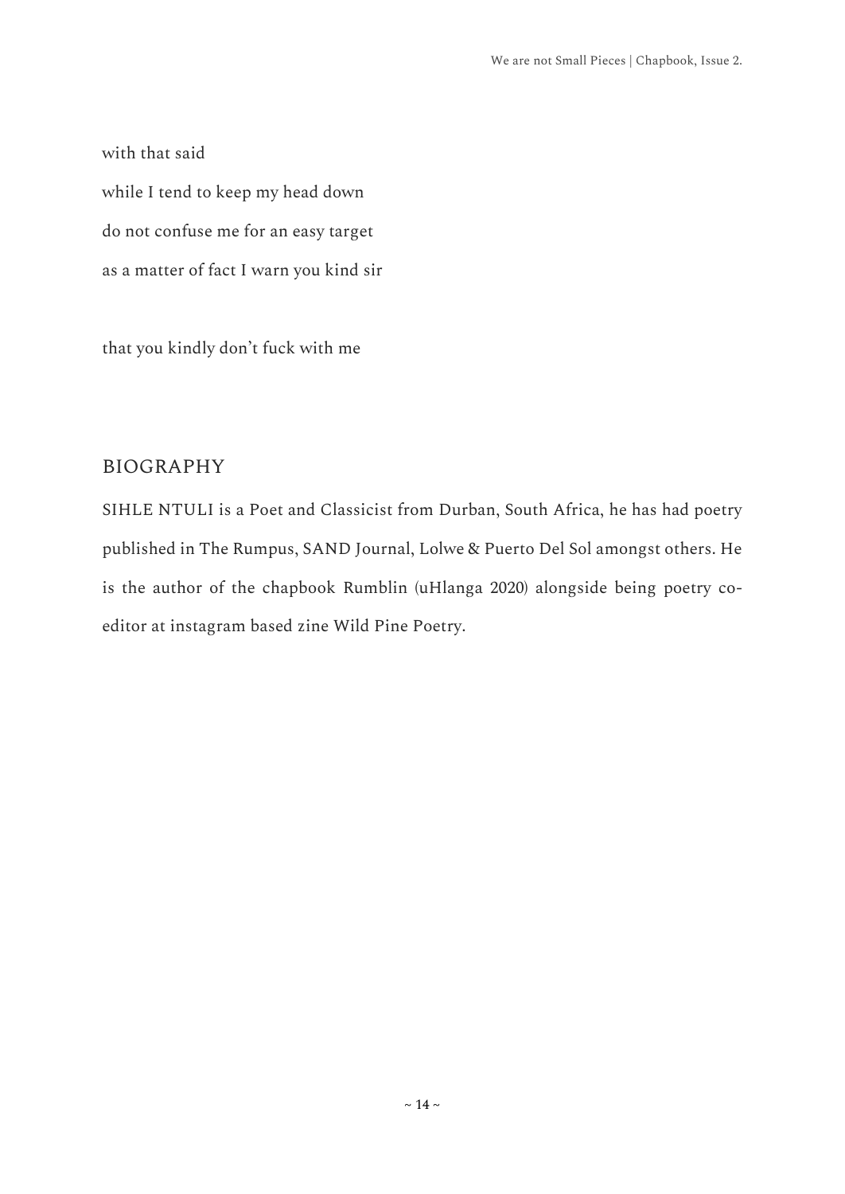with that said

while I tend to keep my head down

do not confuse me for an easy target

as a matter of fact I warn you kind sir

that you kindly don’t fuck with me

## BIOGRAPHY

SIHLE NTULI is a Poet and Classicist from Durban, South Africa, he has had poetry published in The Rumpus, SAND Journal, Lolwe & Puerto Del Sol amongst others. He is the author of the chapbook Rumblin (uHlanga 2020) alongside being poetry co-editor at instagram based zine Wild Pine Poetry.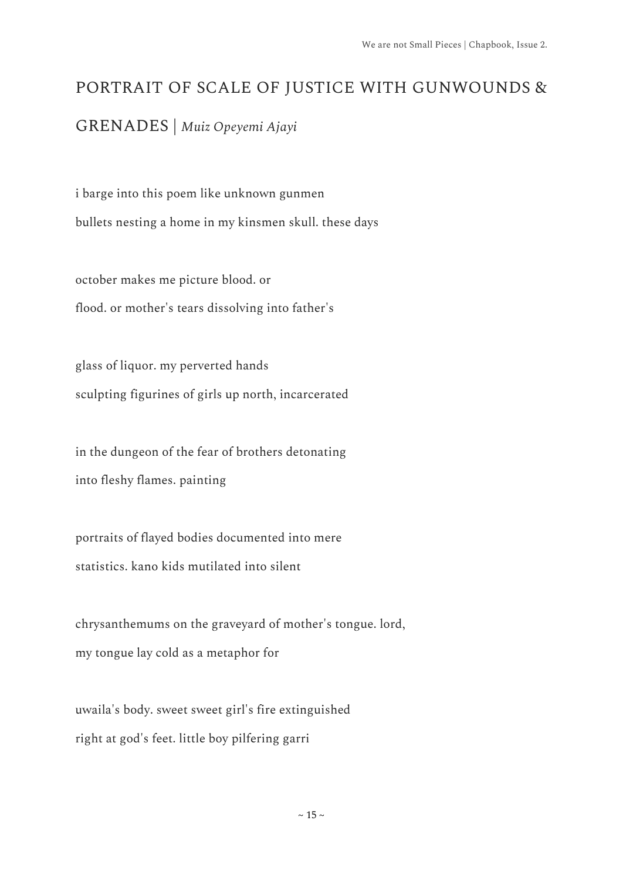## PORTRAIT OF SCALE OF JUSTICE WITH GUNWOUNDS & GRENADES | *Muiz Opeyemi Ajayi*

i barge into this poem like unknown gunmen
bullets nesting a home in my kinsmen skull. these days

october makes me picture blood. or
flood. or mother's tears dissolving into father's

glass of liquor. my perverted hands
sculpting figurines of girls up north, incarcerated

in the dungeon of the fear of brothers detonating
into fleshy flames. painting

portraits of flayed bodies documented into mere
statistics. kano kids mutilated into silent

chrysanthemums on the graveyard of mother's tongue. lord,
my tongue lay cold as a metaphor for

uwaila's body. sweet sweet girl's fire extinguished
right at god's feet. little boy pilfering garri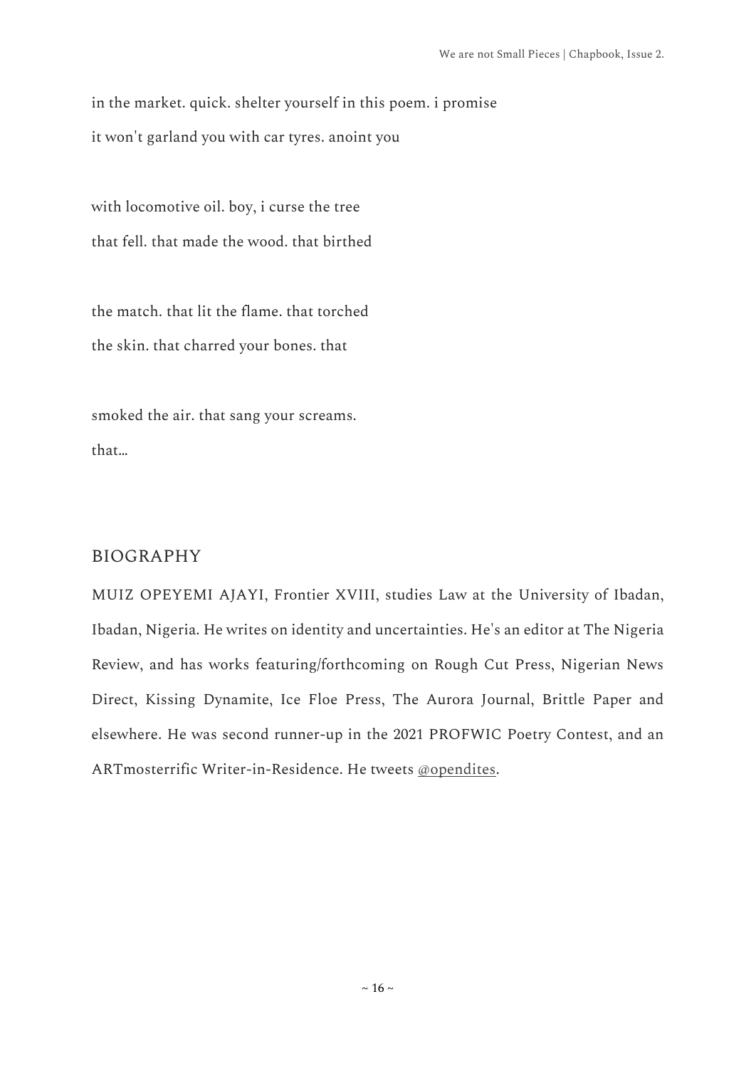in the market. quick. shelter yourself in this poem. i promise
it won't garland you with car tyres. anoint you

with locomotive oil. boy, i curse the tree
that fell. that made the wood. that birthed

the match. that lit the flame. that torched
the skin. that charred your bones. that

smoked the air. that sang your screams.
that…

## BIOGRAPHY

MUIZ OPEYEMI AJAYI, Frontier XVIII, studies Law at the University of Ibadan, Ibadan, Nigeria. He writes on identity and uncertainties. He's an editor at The Nigeria Review, and has works featuring/forthcoming on Rough Cut Press, Nigerian News Direct, Kissing Dynamite, Ice Floe Press, The Aurora Journal, Brittle Paper and elsewhere. He was second runner-up in the 2021 PROFWIC Poetry Contest, and an ARTmosterrific Writer-in-Residence. He tweets @opendites.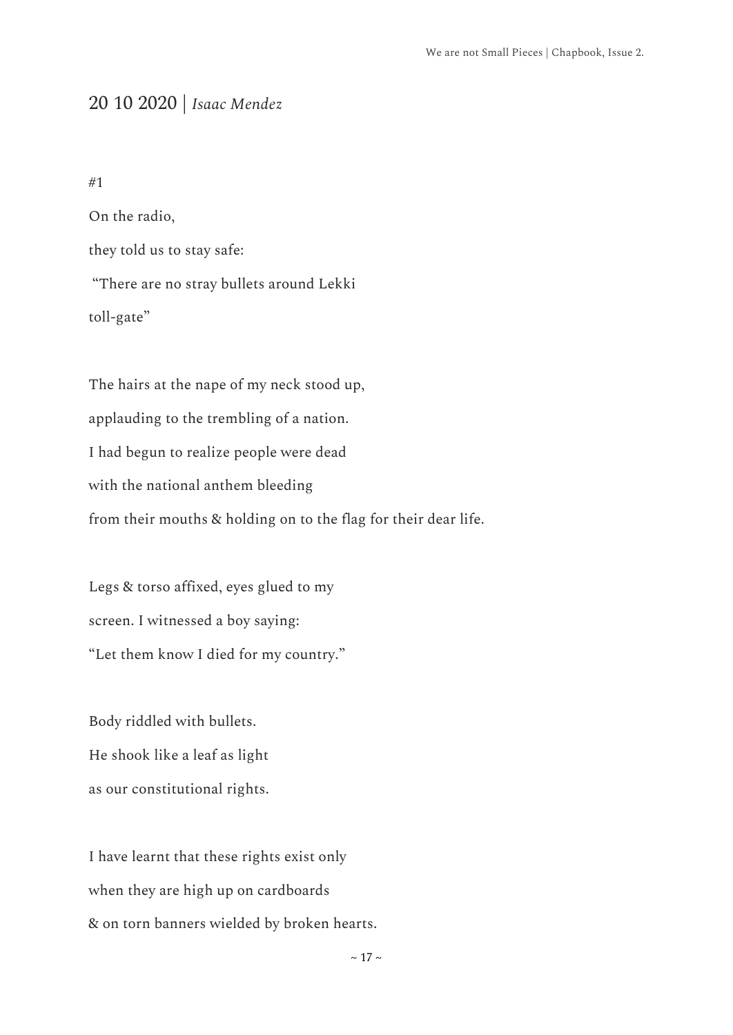## 20 10 2020 | *Isaac Mendez*

#1

On the radio,

they told us to stay safe:

"There are no stray bullets around Lekki

toll-gate"

The hairs at the nape of my neck stood up,

applauding to the trembling of a nation.

I had begun to realize people were dead

with the national anthem bleeding

from their mouths & holding on to the flag for their dear life.

Legs & torso affixed, eyes glued to my

screen. I witnessed a boy saying:

"Let them know I died for my country."

Body riddled with bullets.

He shook like a leaf as light

as our constitutional rights.

I have learnt that these rights exist only

when they are high up on cardboards

& on torn banners wielded by broken hearts.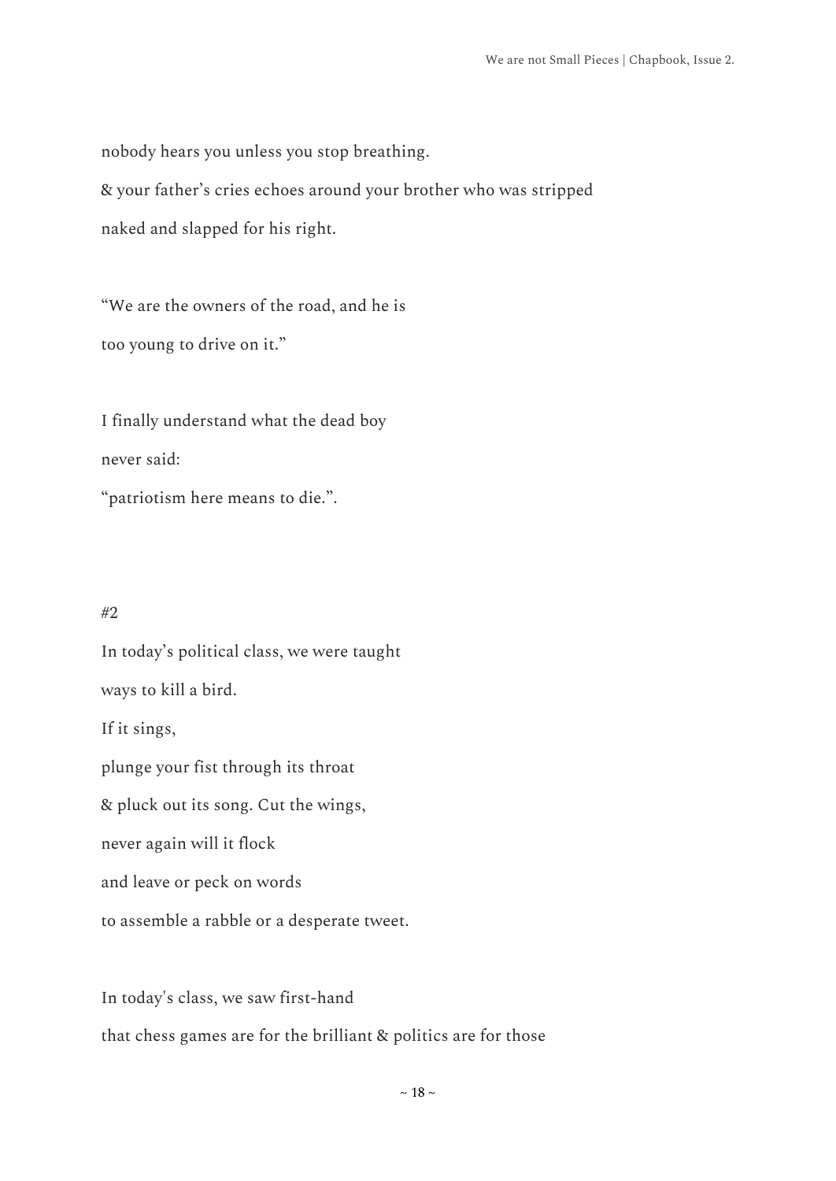nobody hears you unless you stop breathing.
& your father's cries echoes around your brother who was stripped
naked and slapped for his right.

"We are the owners of the road, and he is
too young to drive on it."

I finally understand what the dead boy
never said:
"patriotism here means to die.".

#2

In today's political class, we were taught
ways to kill a bird.
If it sings,
plunge your fist through its throat
& pluck out its song. Cut the wings,
never again will it flock
and leave or peck on words
to assemble a rabble or a desperate tweet.

In today's class, we saw first-hand
that chess games are for the brilliant & politics are for those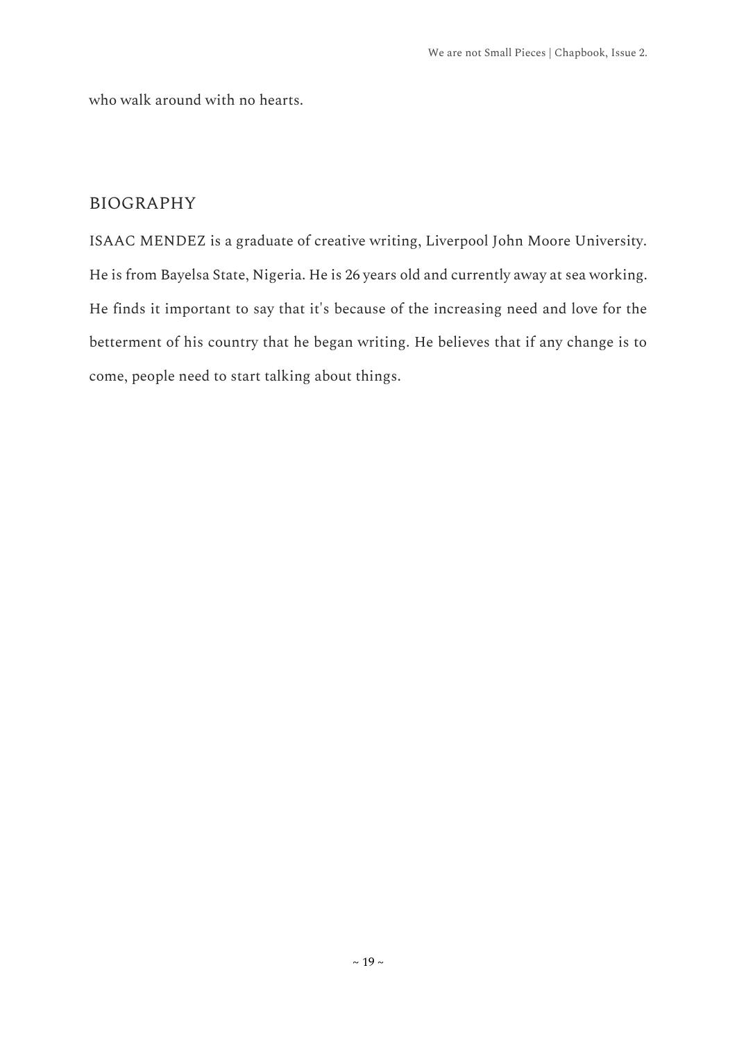who walk around with no hearts.

## BIOGRAPHY

ISAAC MENDEZ is a graduate of creative writing, Liverpool John Moore University. He is from Bayelsa State, Nigeria. He is 26 years old and currently away at sea working. He finds it important to say that it's because of the increasing need and love for the betterment of his country that he began writing. He believes that if any change is to come, people need to start talking about things.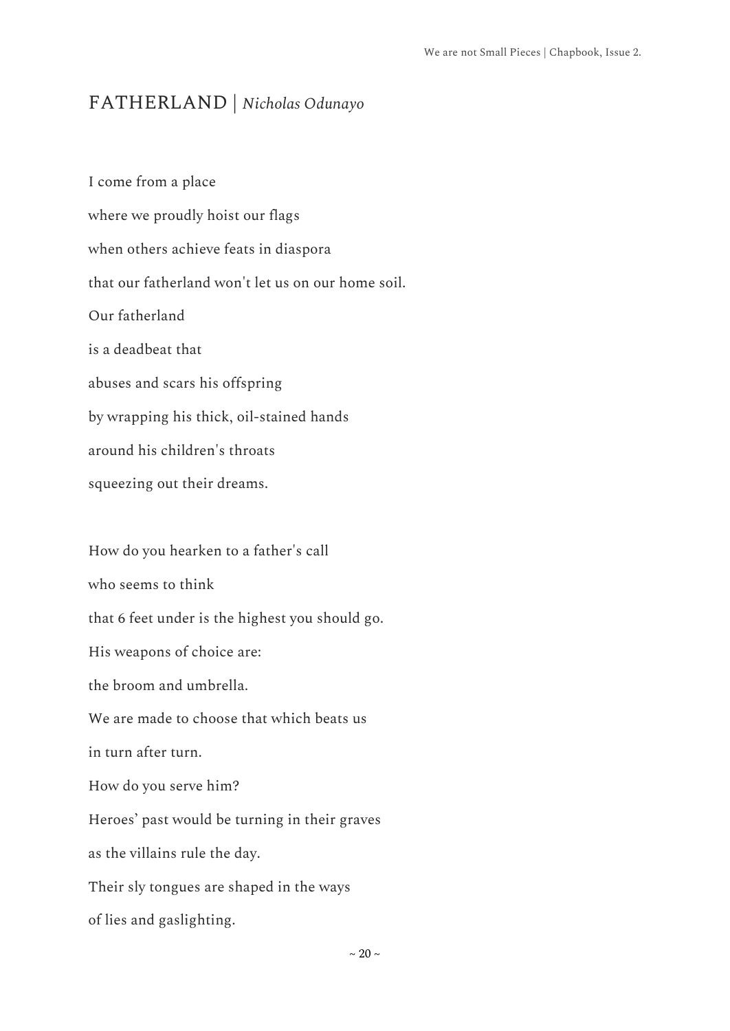## FATHERLAND | *Nicholas Odunayo*

I come from a place

where we proudly hoist our flags

when others achieve feats in diaspora

that our fatherland won't let us on our home soil.

Our fatherland

is a deadbeat that

abuses and scars his offspring

by wrapping his thick, oil-stained hands

around his children's throats

squeezing out their dreams.

How do you hearken to a father's call

who seems to think

that 6 feet under is the highest you should go.

His weapons of choice are:

the broom and umbrella.

We are made to choose that which beats us

in turn after turn.

How do you serve him?

Heroes' past would be turning in their graves

as the villains rule the day.

Their sly tongues are shaped in the ways

of lies and gaslighting.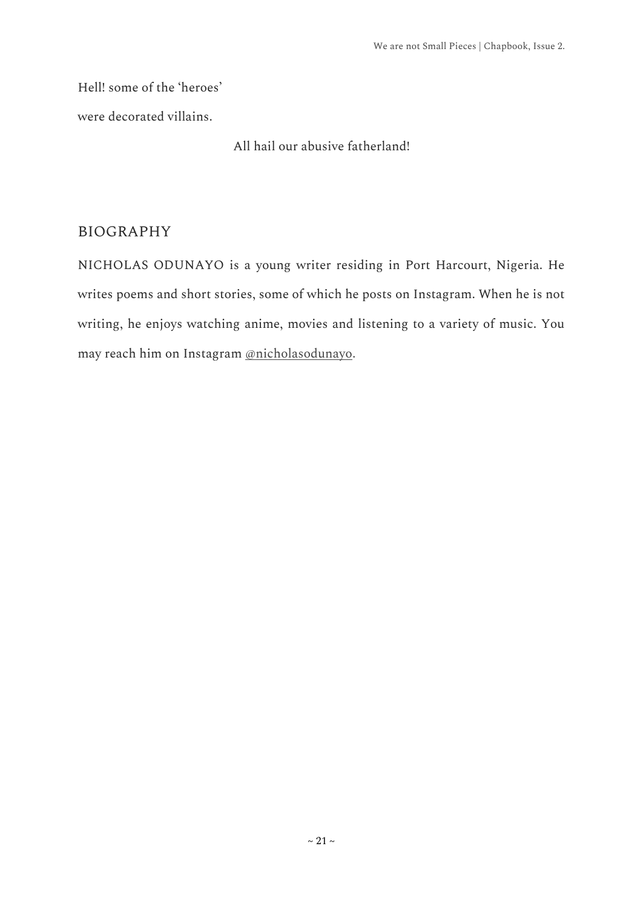Hell! some of the 'heroes'

were decorated villains.

All hail our abusive fatherland!

## BIOGRAPHY

NICHOLAS ODUNAYO is a young writer residing in Port Harcourt, Nigeria. He writes poems and short stories, some of which he posts on Instagram. When he is not writing, he enjoys watching anime, movies and listening to a variety of music. You may reach him on Instagram @nicholasodunayo.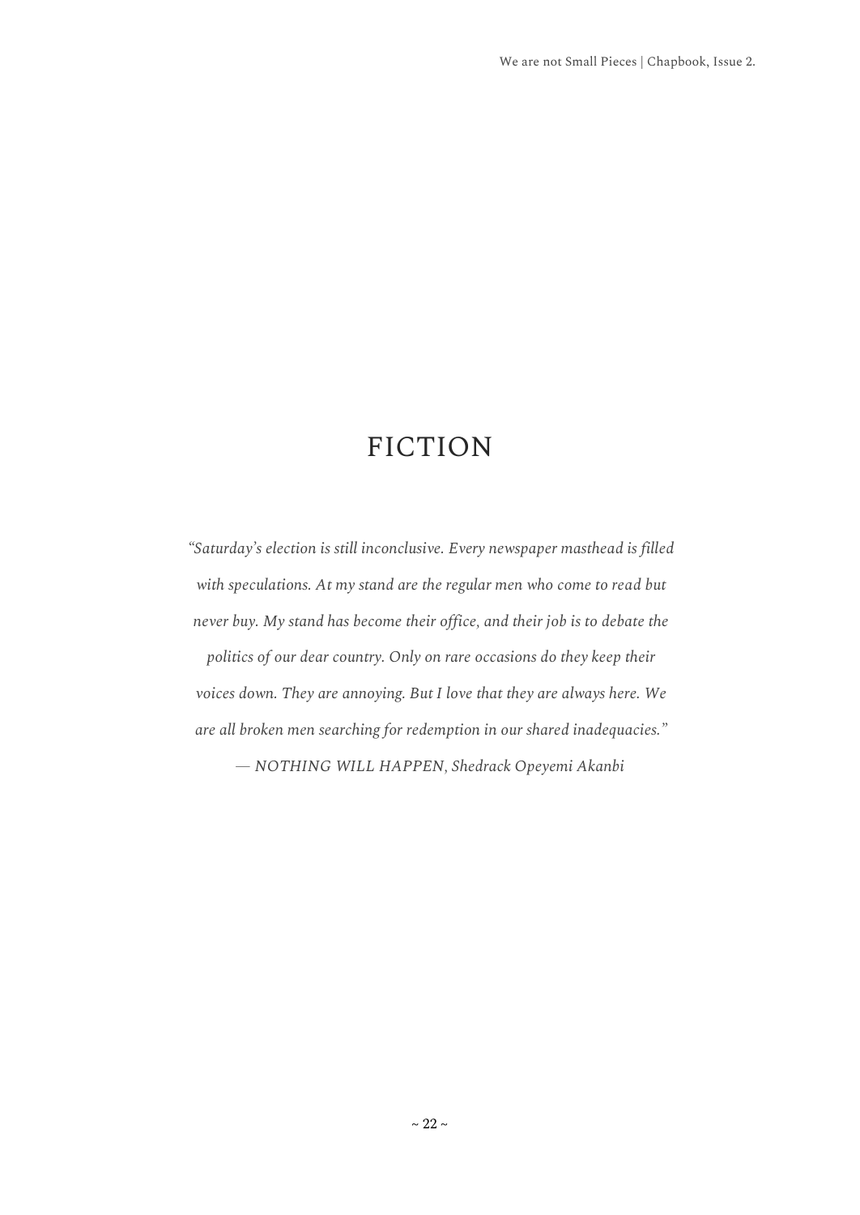# FICTION

*"Saturday's election is still inconclusive. Every newspaper masthead is filled with speculations. At my stand are the regular men who come to read but never buy. My stand has become their office, and their job is to debate the politics of our dear country. Only on rare occasions do they keep their voices down. They are annoying. But I love that they are always here. We are all broken men searching for redemption in our shared inadequacies."*

*— NOTHING WILL HAPPEN, Shedrack Opeyemi Akanbi*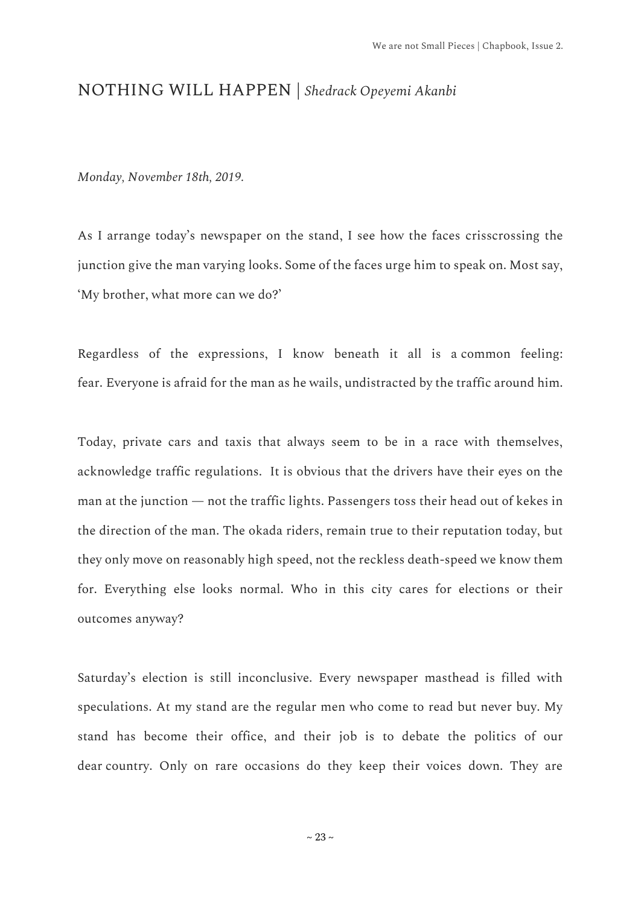# NOTHING WILL HAPPEN | *Shedrack Opeyemi Akanbi*

*Monday, November 18th, 2019.*

As I arrange today's newspaper on the stand, I see how the faces crisscrossing the junction give the man varying looks. Some of the faces urge him to speak on. Most say, 'My brother, what more can we do?'

Regardless of the expressions, I know beneath it all is a common feeling: fear. Everyone is afraid for the man as he wails, undistracted by the traffic around him.

Today, private cars and taxis that always seem to be in a race with themselves, acknowledge traffic regulations. It is obvious that the drivers have their eyes on the man at the junction — not the traffic lights. Passengers toss their head out of kekes in the direction of the man. The okada riders, remain true to their reputation today, but they only move on reasonably high speed, not the reckless death-speed we know them for. Everything else looks normal. Who in this city cares for elections or their outcomes anyway?

Saturday's election is still inconclusive. Every newspaper masthead is filled with speculations. At my stand are the regular men who come to read but never buy. My stand has become their office, and their job is to debate the politics of our dear country. Only on rare occasions do they keep their voices down. They are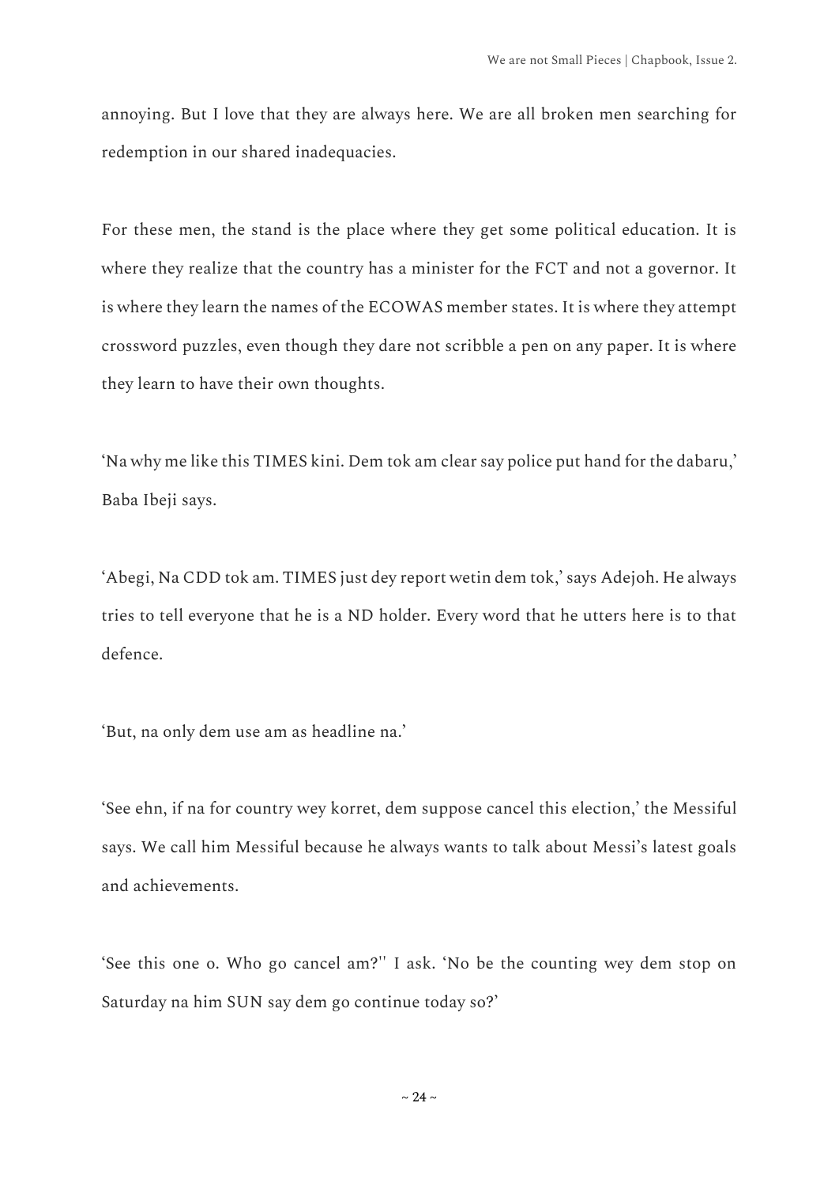annoying. But I love that they are always here. We are all broken men searching for redemption in our shared inadequacies.

For these men, the stand is the place where they get some political education. It is where they realize that the country has a minister for the FCT and not a governor. It is where they learn the names of the ECOWAS member states. It is where they attempt crossword puzzles, even though they dare not scribble a pen on any paper. It is where they learn to have their own thoughts.

'Na why me like this TIMES kini. Dem tok am clear say police put hand for the dabaru,' Baba Ibeji says.

'Abegi, Na CDD tok am. TIMES just dey report wetin dem tok,' says Adejoh. He always tries to tell everyone that he is a ND holder. Every word that he utters here is to that defence.

'But, na only dem use am as headline na.'

'See ehn, if na for country wey korret, dem suppose cancel this election,' the Messiful says. We call him Messiful because he always wants to talk about Messi's latest goals and achievements.

'See this one o. Who go cancel am?'' I ask. 'No be the counting wey dem stop on Saturday na him SUN say dem go continue today so?'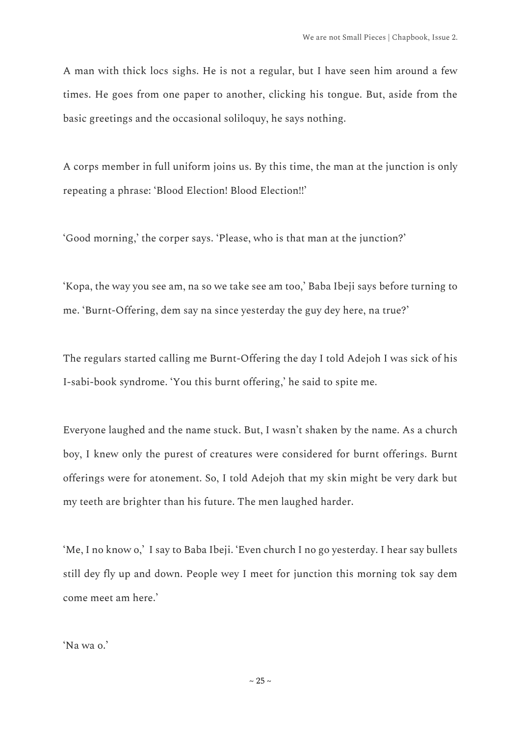A man with thick locs sighs. He is not a regular, but I have seen him around a few times. He goes from one paper to another, clicking his tongue. But, aside from the basic greetings and the occasional soliloquy, he says nothing.

A corps member in full uniform joins us. By this time, the man at the junction is only repeating a phrase: 'Blood Election! Blood Election!!'

'Good morning,' the corper says. 'Please, who is that man at the junction?'

'Kopa, the way you see am, na so we take see am too,' Baba Ibeji says before turning to me. 'Burnt-Offering, dem say na since yesterday the guy dey here, na true?'

The regulars started calling me Burnt-Offering the day I told Adejoh I was sick of his I-sabi-book syndrome. 'You this burnt offering,' he said to spite me.

Everyone laughed and the name stuck. But, I wasn't shaken by the name. As a church boy, I knew only the purest of creatures were considered for burnt offerings. Burnt offerings were for atonement. So, I told Adejoh that my skin might be very dark but my teeth are brighter than his future. The men laughed harder.

'Me, I no know o,' I say to Baba Ibeji. 'Even church I no go yesterday. I hear say bullets still dey fly up and down. People wey I meet for junction this morning tok say dem come meet am here.'

'Na wa o.'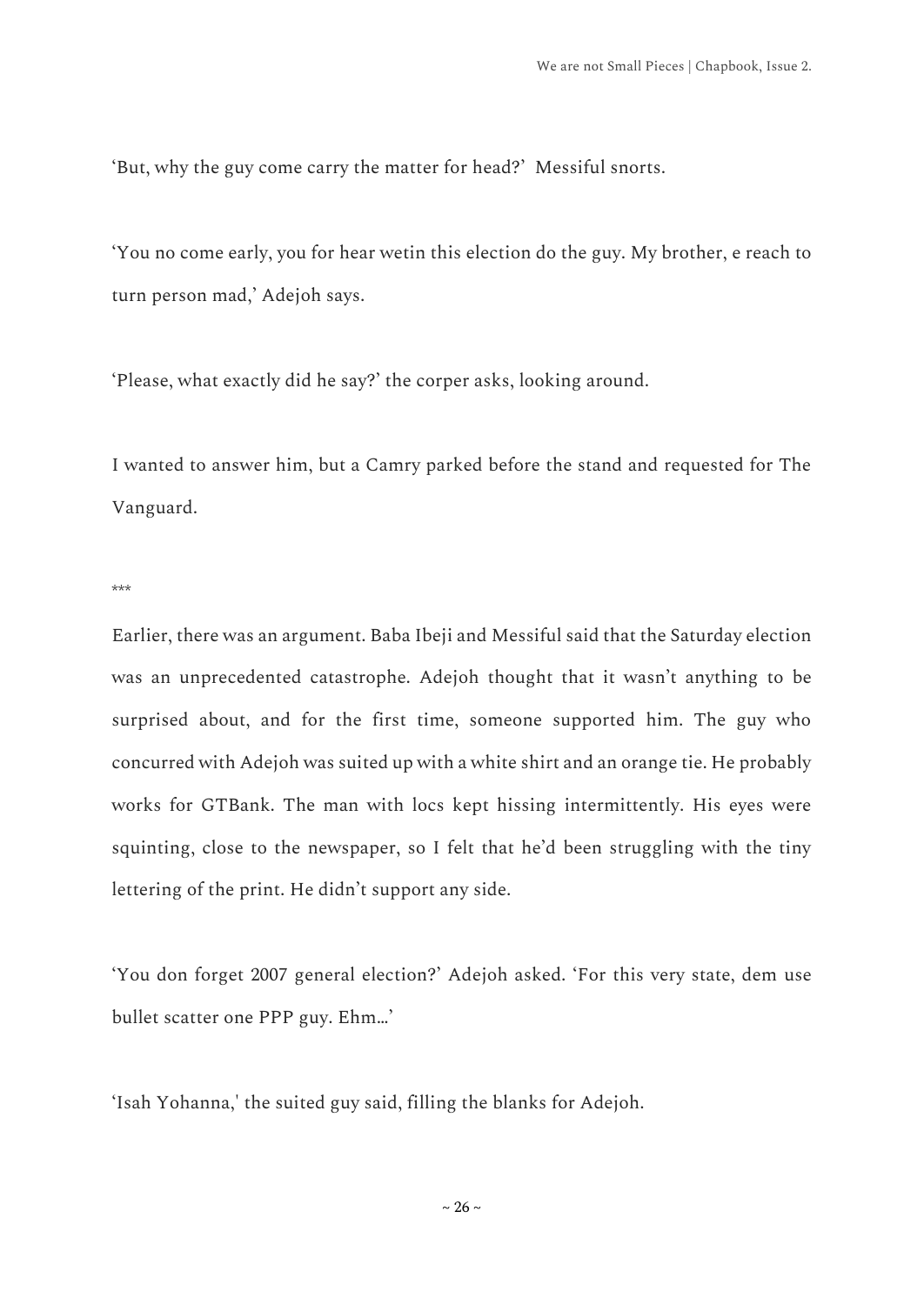'But, why the guy come carry the matter for head?' Messiful snorts.

'You no come early, you for hear wetin this election do the guy. My brother, e reach to turn person mad,' Adejoh says.

'Please, what exactly did he say?' the corper asks, looking around.

I wanted to answer him, but a Camry parked before the stand and requested for The Vanguard.

***

Earlier, there was an argument. Baba Ibeji and Messiful said that the Saturday election was an unprecedented catastrophe. Adejoh thought that it wasn't anything to be surprised about, and for the first time, someone supported him. The guy who concurred with Adejoh was suited up with a white shirt and an orange tie. He probably works for GTBank. The man with locs kept hissing intermittently. His eyes were squinting, close to the newspaper, so I felt that he'd been struggling with the tiny lettering of the print. He didn't support any side.

'You don forget 2007 general election?' Adejoh asked. 'For this very state, dem use bullet scatter one PPP guy. Ehm…'

'Isah Yohanna,' the suited guy said, filling the blanks for Adejoh.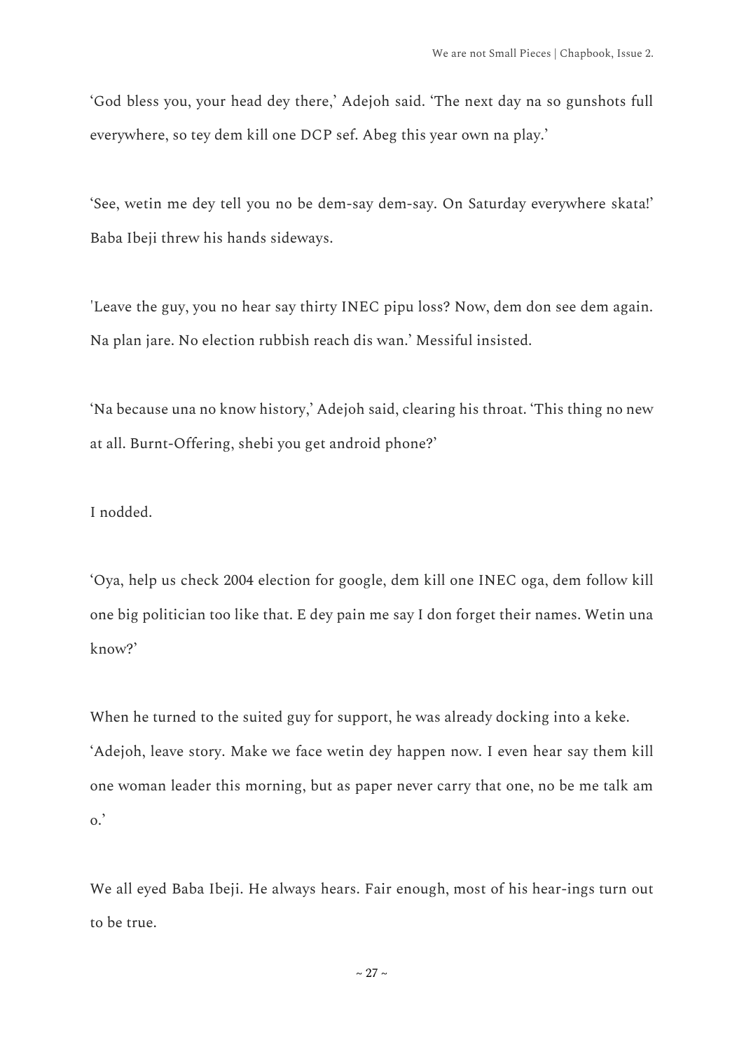‘God bless you, your head dey there,’ Adejoh said. ‘The next day na so gunshots full everywhere, so tey dem kill one DCP sef. Abeg this year own na play.’

‘See, wetin me dey tell you no be dem-say dem-say. On Saturday everywhere skata!’ Baba Ibeji threw his hands sideways.

'Leave the guy, you no hear say thirty INEC pipu loss? Now, dem don see dem again. Na plan jare. No election rubbish reach dis wan.’ Messiful insisted.

‘Na because una no know history,’ Adejoh said, clearing his throat. ‘This thing no new at all. Burnt-Offering, shebi you get android phone?’

I nodded.

‘Oya, help us check 2004 election for google, dem kill one INEC oga, dem follow kill one big politician too like that. E dey pain me say I don forget their names. Wetin una know?’

When he turned to the suited guy for support, he was already docking into a keke.
‘Adejoh, leave story. Make we face wetin dey happen now. I even hear say them kill one woman leader this morning, but as paper never carry that one, no be me talk am o.’

We all eyed Baba Ibeji. He always hears. Fair enough, most of his hear-ings turn out to be true.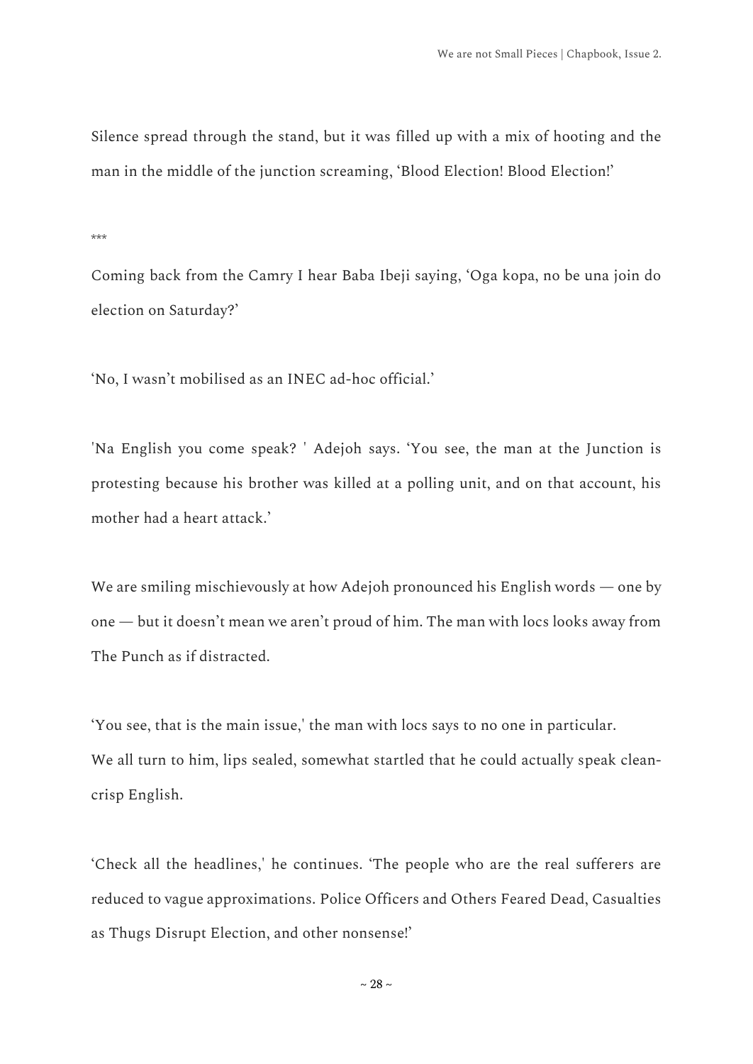Silence spread through the stand, but it was filled up with a mix of hooting and the man in the middle of the junction screaming, 'Blood Election! Blood Election!'

***

Coming back from the Camry I hear Baba Ibeji saying, 'Oga kopa, no be una join do election on Saturday?'

'No, I wasn't mobilised as an INEC ad-hoc official.'

'Na English you come speak? ' Adejoh says. 'You see, the man at the Junction is protesting because his brother was killed at a polling unit, and on that account, his mother had a heart attack.'

We are smiling mischievously at how Adejoh pronounced his English words — one by one — but it doesn't mean we aren't proud of him. The man with locs looks away from The Punch as if distracted.

'You see, that is the main issue,' the man with locs says to no one in particular.
We all turn to him, lips sealed, somewhat startled that he could actually speak clean-crisp English.

'Check all the headlines,' he continues. 'The people who are the real sufferers are reduced to vague approximations. Police Officers and Others Feared Dead, Casualties as Thugs Disrupt Election, and other nonsense!'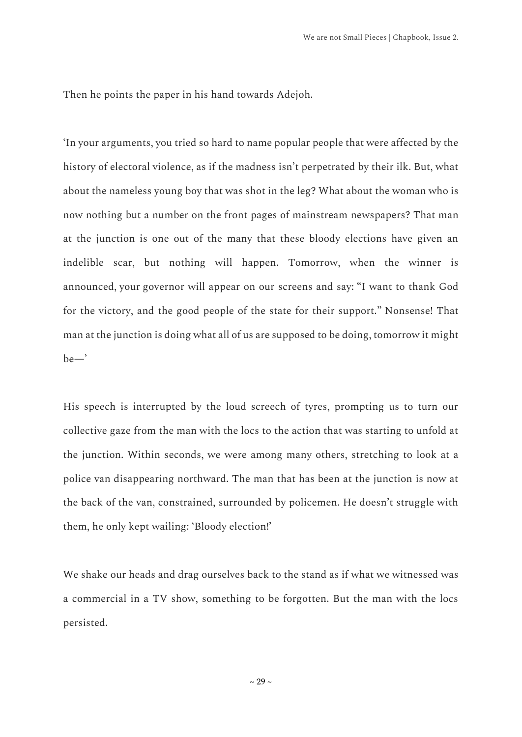Then he points the paper in his hand towards Adejoh.

'In your arguments, you tried so hard to name popular people that were affected by the history of electoral violence, as if the madness isn't perpetrated by their ilk. But, what about the nameless young boy that was shot in the leg? What about the woman who is now nothing but a number on the front pages of mainstream newspapers? That man at the junction is one out of the many that these bloody elections have given an indelible scar, but nothing will happen. Tomorrow, when the winner is announced, your governor will appear on our screens and say: "I want to thank God for the victory, and the good people of the state for their support." Nonsense! That man at the junction is doing what all of us are supposed to be doing, tomorrow it might be—'

His speech is interrupted by the loud screech of tyres, prompting us to turn our collective gaze from the man with the locs to the action that was starting to unfold at the junction. Within seconds, we were among many others, stretching to look at a police van disappearing northward. The man that has been at the junction is now at the back of the van, constrained, surrounded by policemen. He doesn't struggle with them, he only kept wailing: 'Bloody election!'

We shake our heads and drag ourselves back to the stand as if what we witnessed was a commercial in a TV show, something to be forgotten. But the man with the locs persisted.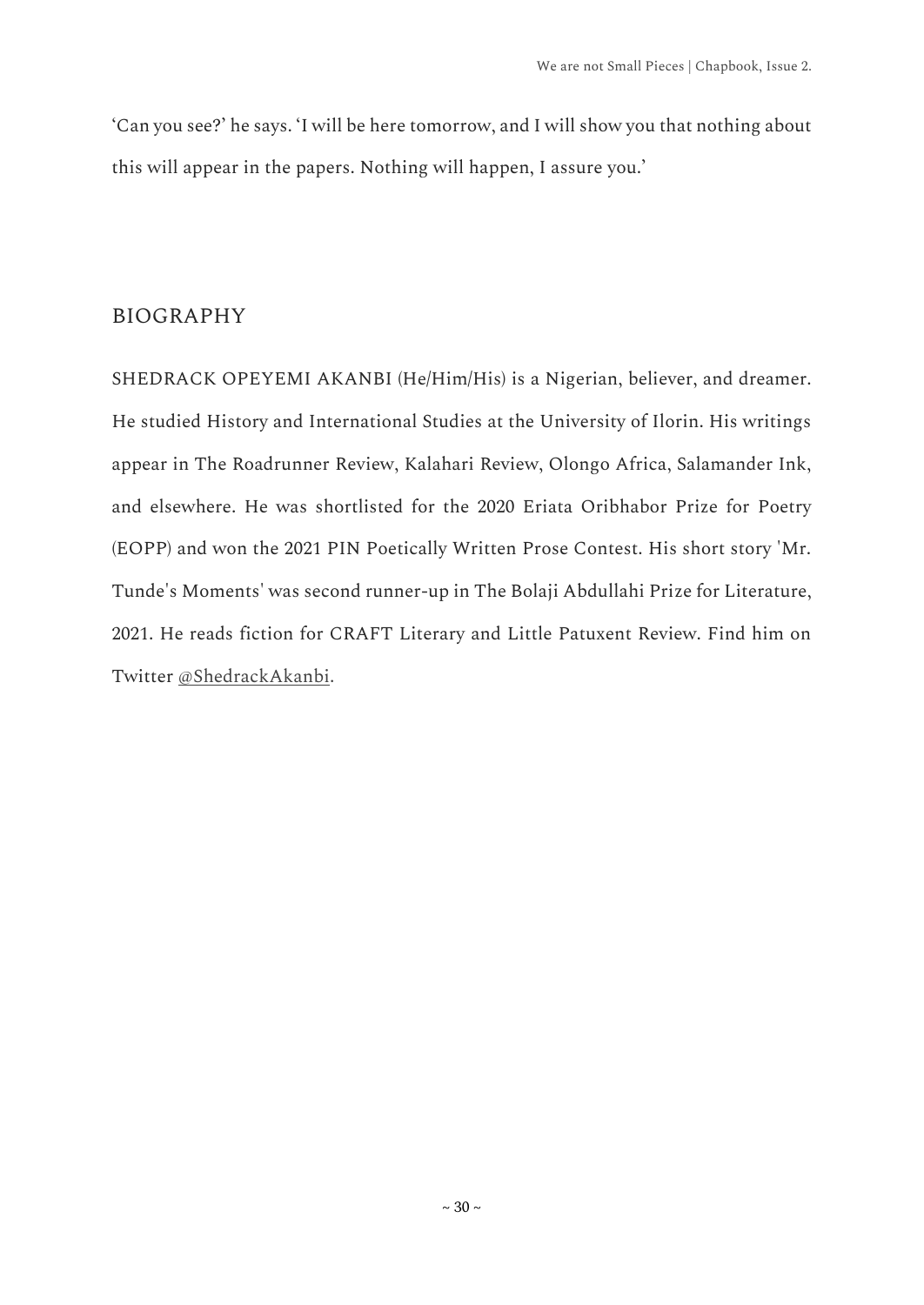'Can you see?' he says. 'I will be here tomorrow, and I will show you that nothing about this will appear in the papers. Nothing will happen, I assure you.'

## BIOGRAPHY

SHEDRACK OPEYEMI AKANBI (He/Him/His) is a Nigerian, believer, and dreamer. He studied History and International Studies at the University of Ilorin. His writings appear in The Roadrunner Review, Kalahari Review, Olongo Africa, Salamander Ink, and elsewhere. He was shortlisted for the 2020 Eriata Oribhabor Prize for Poetry (EOPP) and won the 2021 PIN Poetically Written Prose Contest. His short story 'Mr. Tunde's Moments' was second runner-up in The Bolaji Abdullahi Prize for Literature, 2021. He reads fiction for CRAFT Literary and Little Patuxent Review. Find him on Twitter @ShedrackAkanbi.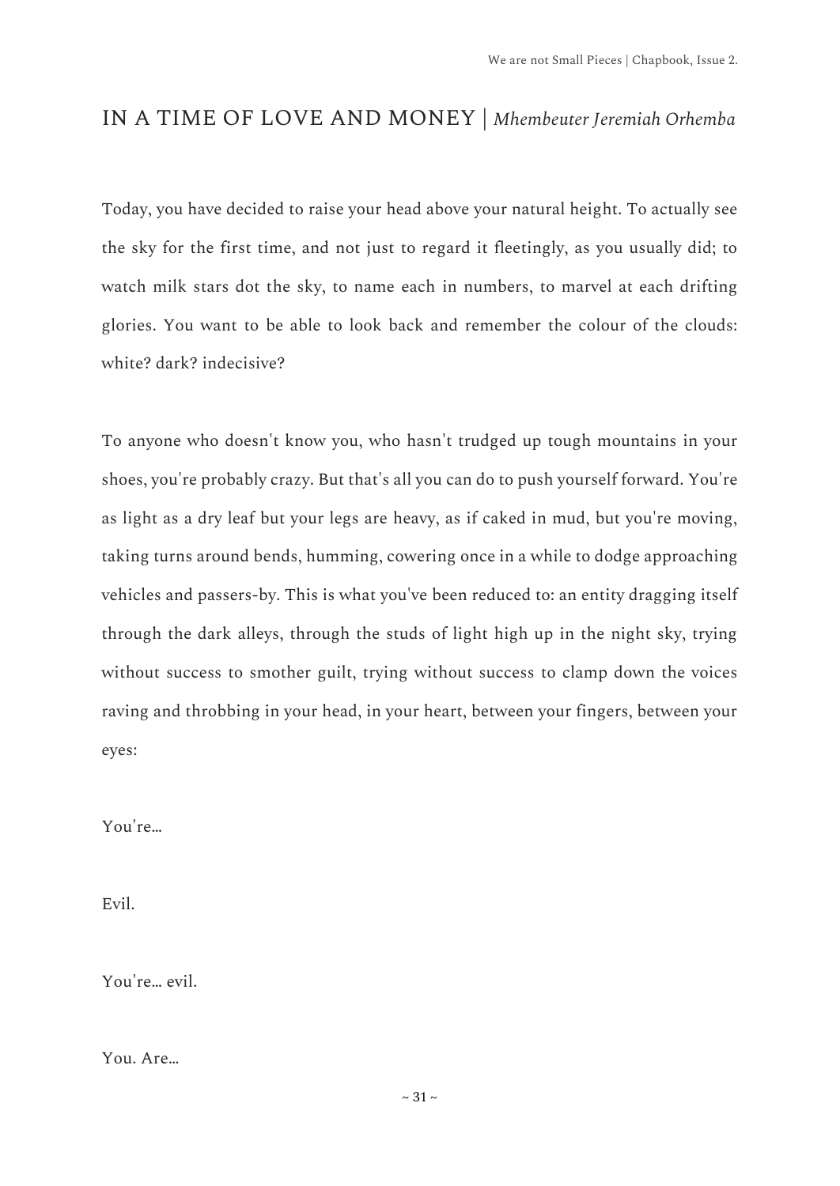# IN A TIME OF LOVE AND MONEY | *Mhembeuter Jeremiah Orhemba*

Today, you have decided to raise your head above your natural height. To actually see the sky for the first time, and not just to regard it fleetingly, as you usually did; to watch milk stars dot the sky, to name each in numbers, to marvel at each drifting glories. You want to be able to look back and remember the colour of the clouds: white? dark? indecisive?

To anyone who doesn't know you, who hasn't trudged up tough mountains in your shoes, you're probably crazy. But that's all you can do to push yourself forward. You're as light as a dry leaf but your legs are heavy, as if caked in mud, but you're moving, taking turns around bends, humming, cowering once in a while to dodge approaching vehicles and passers-by. This is what you've been reduced to: an entity dragging itself through the dark alleys, through the studs of light high up in the night sky, trying without success to smother guilt, trying without success to clamp down the voices raving and throbbing in your head, in your heart, between your fingers, between your eyes:

You're…

Evil.

You're… evil.

You. Are…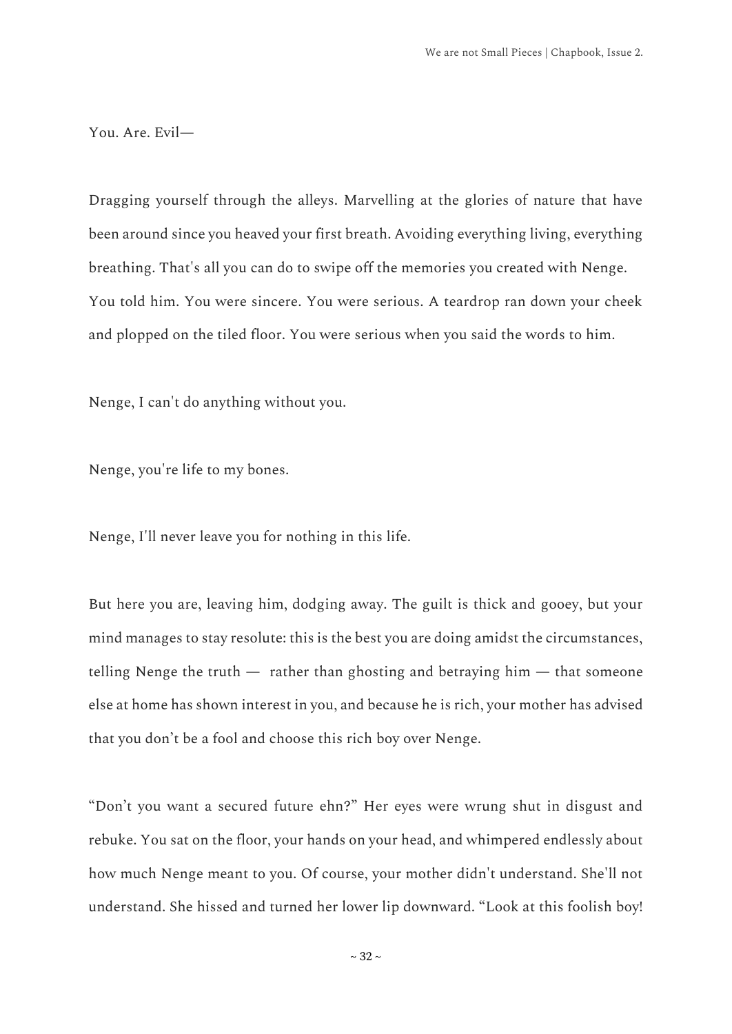You. Are. Evil—

Dragging yourself through the alleys. Marvelling at the glories of nature that have been around since you heaved your first breath. Avoiding everything living, everything breathing. That's all you can do to swipe off the memories you created with Nenge. You told him. You were sincere. You were serious. A teardrop ran down your cheek and plopped on the tiled floor. You were serious when you said the words to him.

Nenge, I can't do anything without you.

Nenge, you're life to my bones.

Nenge, I'll never leave you for nothing in this life.

But here you are, leaving him, dodging away. The guilt is thick and gooey, but your mind manages to stay resolute: this is the best you are doing amidst the circumstances, telling Nenge the truth — rather than ghosting and betraying him — that someone else at home has shown interest in you, and because he is rich, your mother has advised that you don't be a fool and choose this rich boy over Nenge.

"Don't you want a secured future ehn?" Her eyes were wrung shut in disgust and rebuke. You sat on the floor, your hands on your head, and whimpered endlessly about how much Nenge meant to you. Of course, your mother didn't understand. She'll not understand. She hissed and turned her lower lip downward. "Look at this foolish boy!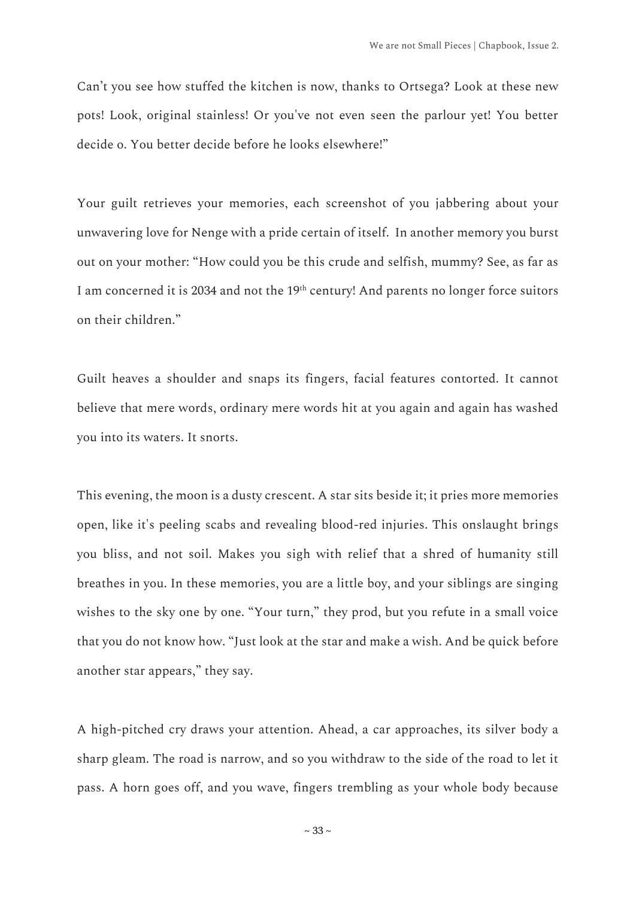Can't you see how stuffed the kitchen is now, thanks to Ortsega? Look at these new pots! Look, original stainless! Or you've not even seen the parlour yet! You better decide o. You better decide before he looks elsewhere!"

Your guilt retrieves your memories, each screenshot of you jabbering about your unwavering love for Nenge with a pride certain of itself. In another memory you burst out on your mother: "How could you be this crude and selfish, mummy? See, as far as I am concerned it is 2034 and not the 19th century! And parents no longer force suitors on their children."

Guilt heaves a shoulder and snaps its fingers, facial features contorted. It cannot believe that mere words, ordinary mere words hit at you again and again has washed you into its waters. It snorts.

This evening, the moon is a dusty crescent. A star sits beside it; it pries more memories open, like it's peeling scabs and revealing blood-red injuries. This onslaught brings you bliss, and not soil. Makes you sigh with relief that a shred of humanity still breathes in you. In these memories, you are a little boy, and your siblings are singing wishes to the sky one by one. "Your turn," they prod, but you refute in a small voice that you do not know how. "Just look at the star and make a wish. And be quick before another star appears," they say.

A high-pitched cry draws your attention. Ahead, a car approaches, its silver body a sharp gleam. The road is narrow, and so you withdraw to the side of the road to let it pass. A horn goes off, and you wave, fingers trembling as your whole body because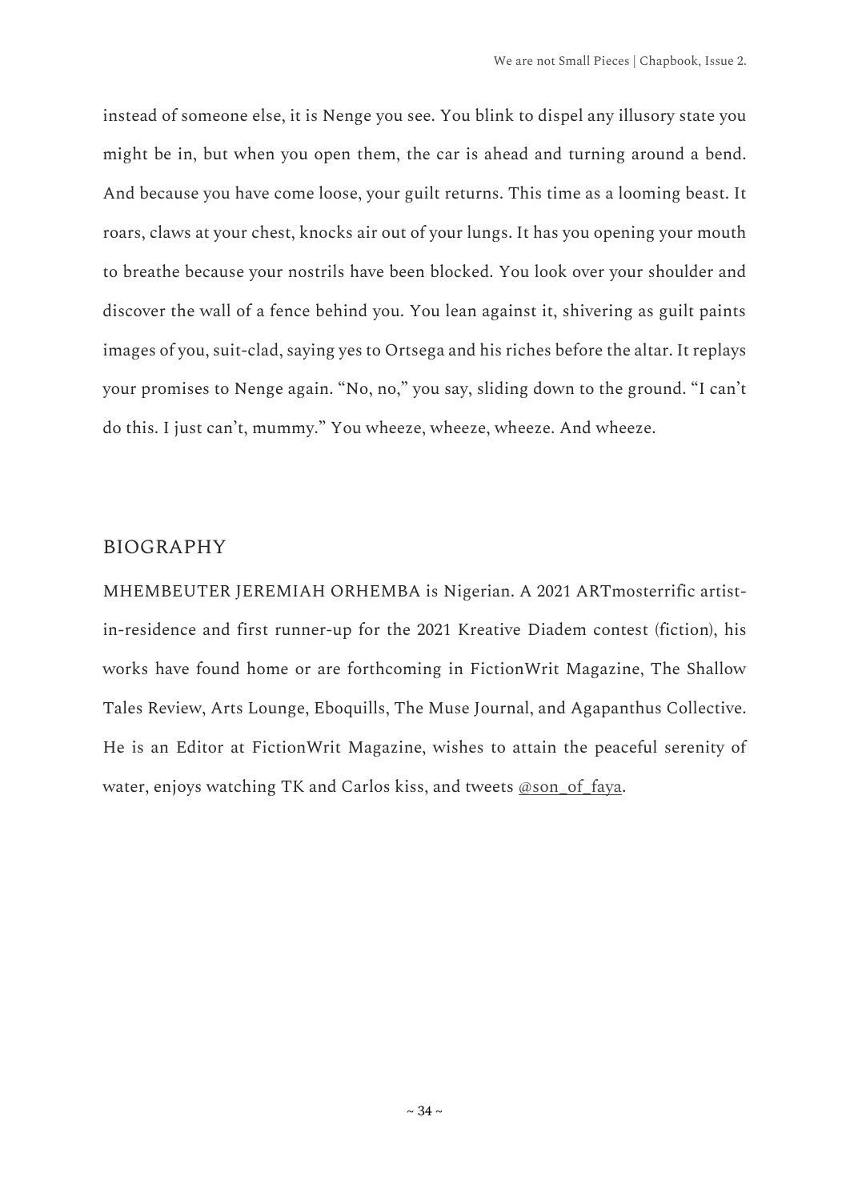instead of someone else, it is Nenge you see. You blink to dispel any illusory state you might be in, but when you open them, the car is ahead and turning around a bend. And because you have come loose, your guilt returns. This time as a looming beast. It roars, claws at your chest, knocks air out of your lungs. It has you opening your mouth to breathe because your nostrils have been blocked. You look over your shoulder and discover the wall of a fence behind you. You lean against it, shivering as guilt paints images of you, suit-clad, saying yes to Ortsega and his riches before the altar. It replays your promises to Nenge again. "No, no," you say, sliding down to the ground. "I can't do this. I just can't, mummy." You wheeze, wheeze, wheeze. And wheeze.

## BIOGRAPHY

MHEMBEUTER JEREMIAH ORHEMBA is Nigerian. A 2021 ARTmosterrific artist-in-residence and first runner-up for the 2021 Kreative Diadem contest (fiction), his works have found home or are forthcoming in FictionWrit Magazine, The Shallow Tales Review, Arts Lounge, Eboquills, The Muse Journal, and Agapanthus Collective. He is an Editor at FictionWrit Magazine, wishes to attain the peaceful serenity of water, enjoys watching TK and Carlos kiss, and tweets @son_of_faya.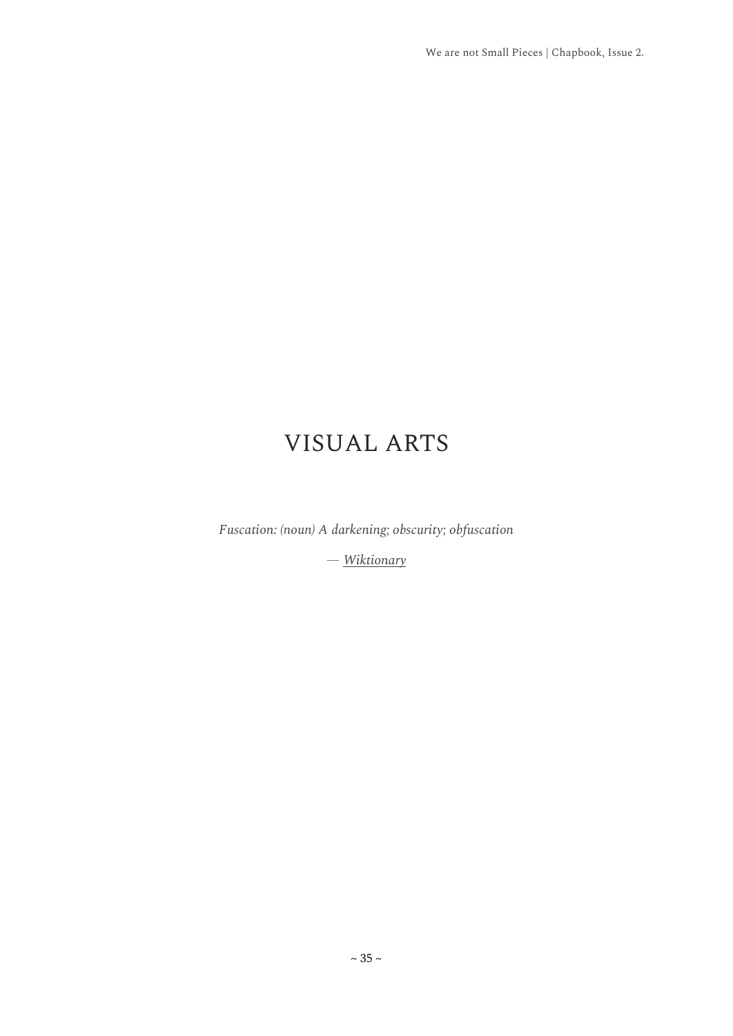# VISUAL ARTS

*Fuscation: (noun) A darkening; obscurity; obfuscation*

*— Wiktionary*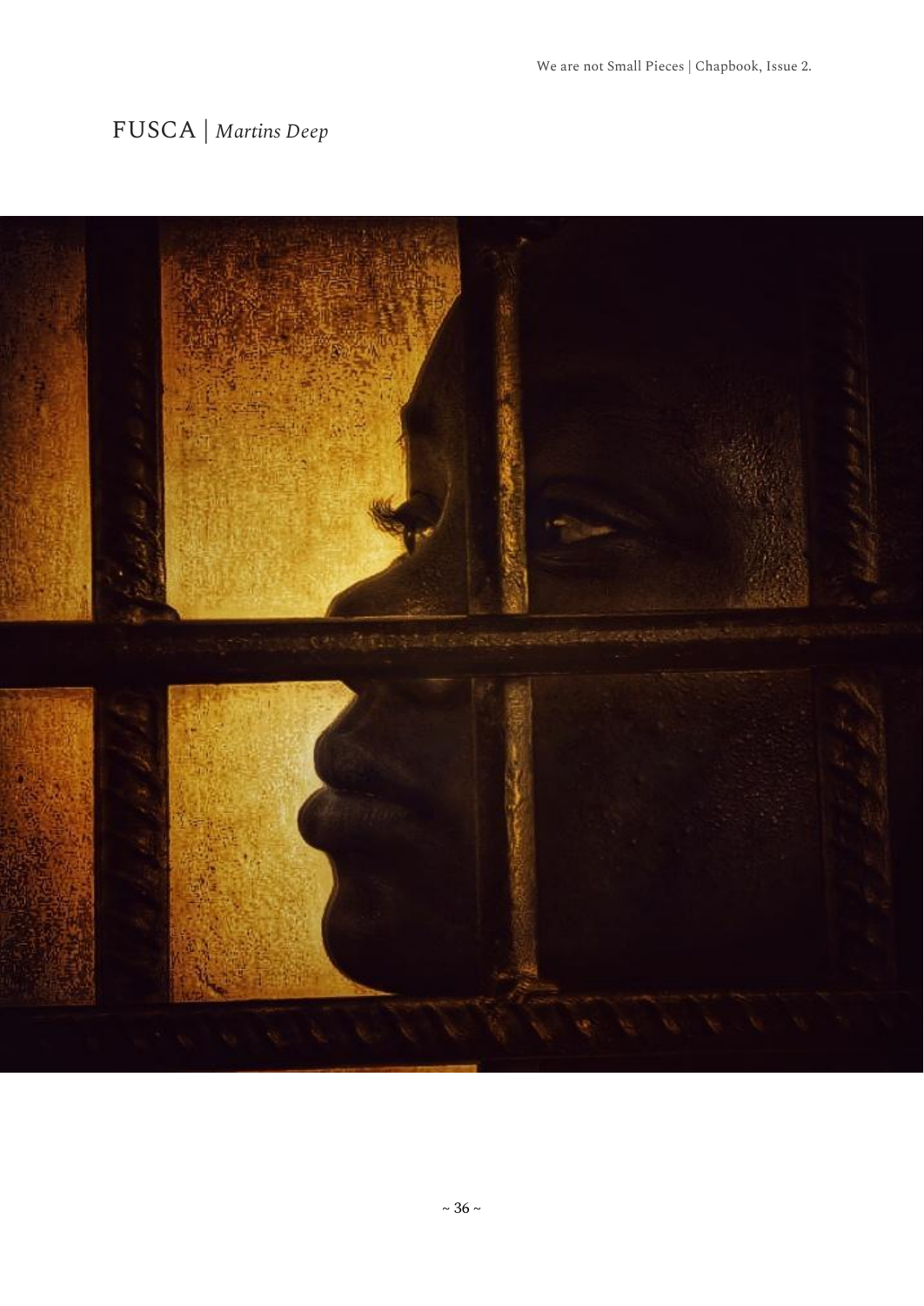# FUSCA | *Martins Deep*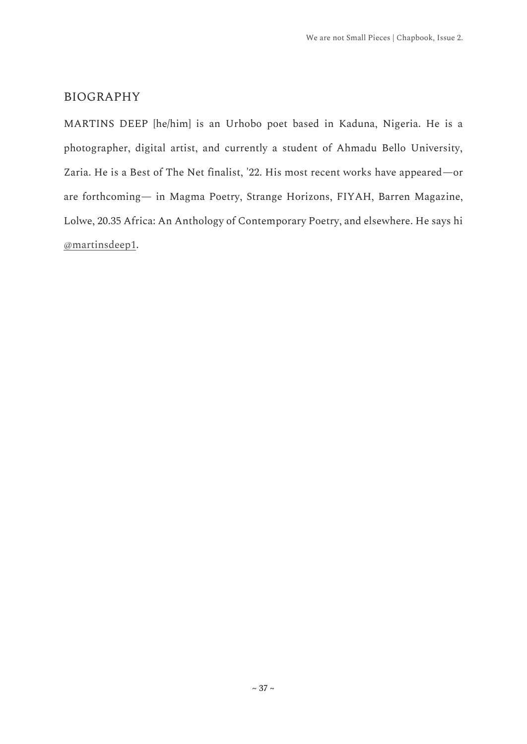## BIOGRAPHY

MARTINS DEEP [he/him] is an Urhobo poet based in Kaduna, Nigeria. He is a photographer, digital artist, and currently a student of Ahmadu Bello University, Zaria. He is a Best of The Net finalist, '22. His most recent works have appeared—or are forthcoming— in Magma Poetry, Strange Horizons, FIYAH, Barren Magazine, Lolwe, 20.35 Africa: An Anthology of Contemporary Poetry, and elsewhere. He says hi @martinsdeep1.